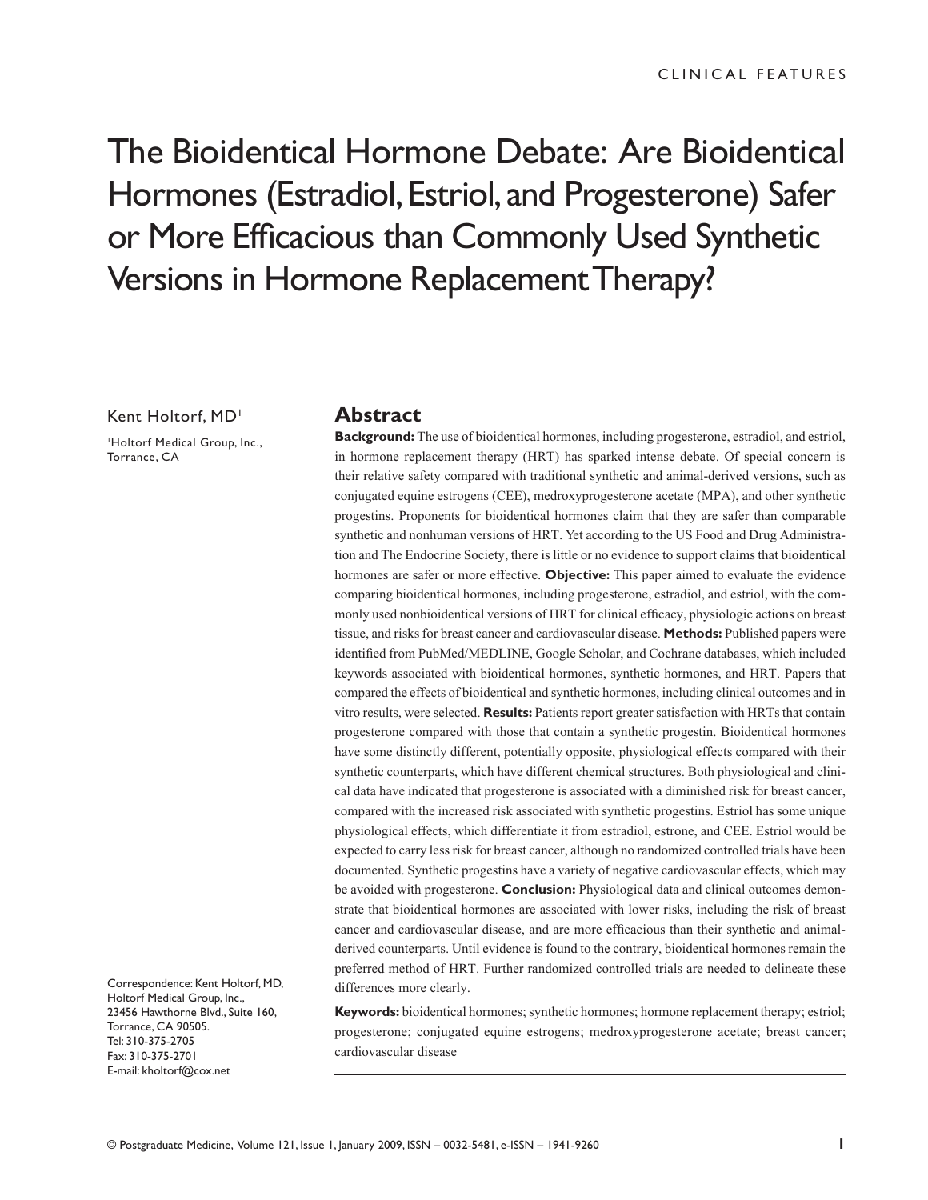CLINICAL FEATURES

# The Bioidentical Hormone Debate: Are Bioidentical Hormones (Estradiol, Estriol, and Progesterone) Safer or More Efficacious than Commonly Used Synthetic Versions in Hormone Replacement Therapy?

Kent Holtorf, MD[1]

[1]Holtorf Medical Group, Inc., Torrance, CA

## Abstract

**Background:** The use of bioidentical hormones, including progesterone, estradiol, and estriol, in hormone replacement therapy (HRT) has sparked intense debate. Of special concern is their relative safety compared with traditional synthetic and animal-derived versions, such as conjugated equine estrogens (CEE), medroxyprogesterone acetate (MPA), and other synthetic progestins. Proponents for bioidentical hormones claim that they are safer than comparable synthetic and nonhuman versions of HRT. Yet according to the US Food and Drug Administration and The Endocrine Society, there is little or no evidence to support claims that bioidentical hormones are safer or more effective. **Objective:** This paper aimed to evaluate the evidence comparing bioidentical hormones, including progesterone, estradiol, and estriol, with the commonly used nonbioidentical versions of HRT for clinical efficacy, physiologic actions on breast tissue, and risks for breast cancer and cardiovascular disease. **Methods:** Published papers were identified from PubMed/MEDLINE, Google Scholar, and Cochrane databases, which included keywords associated with bioidentical hormones, synthetic hormones, and HRT. Papers that compared the effects of bioidentical and synthetic hormones, including clinical outcomes and in vitro results, were selected. **Results:** Patients report greater satisfaction with HRTs that contain progesterone compared with those that contain a synthetic progestin. Bioidentical hormones have some distinctly different, potentially opposite, physiological effects compared with their synthetic counterparts, which have different chemical structures. Both physiological and clinical data have indicated that progesterone is associated with a diminished risk for breast cancer, compared with the increased risk associated with synthetic progestins. Estriol has some unique physiological effects, which differentiate it from estradiol, estrone, and CEE. Estriol would be expected to carry less risk for breast cancer, although no randomized controlled trials have been documented. Synthetic progestins have a variety of negative cardiovascular effects, which may be avoided with progesterone. **Conclusion:** Physiological data and clinical outcomes demonstrate that bioidentical hormones are associated with lower risks, including the risk of breast cancer and cardiovascular disease, and are more efficacious than their synthetic and animal-derived counterparts. Until evidence is found to the contrary, bioidentical hormones remain the preferred method of HRT. Further randomized controlled trials are needed to delineate these differences more clearly.

**Keywords:** bioidentical hormones; synthetic hormones; hormone replacement therapy; estriol; progesterone; conjugated equine estrogens; medroxyprogesterone acetate; breast cancer; cardiovascular disease

Correspondence: Kent Holtorf, MD, Holtorf Medical Group, Inc., 23456 Hawthorne Blvd., Suite 160, Torrance, CA 90505.
Tel: 310-375-2705
Fax: 310-375-2701
E-mail: kholtorf@cox.net

© Postgraduate Medicine, Volume 121, Issue 1, January 2009, ISSN – 0032-5481, e-ISSN – 1941-9260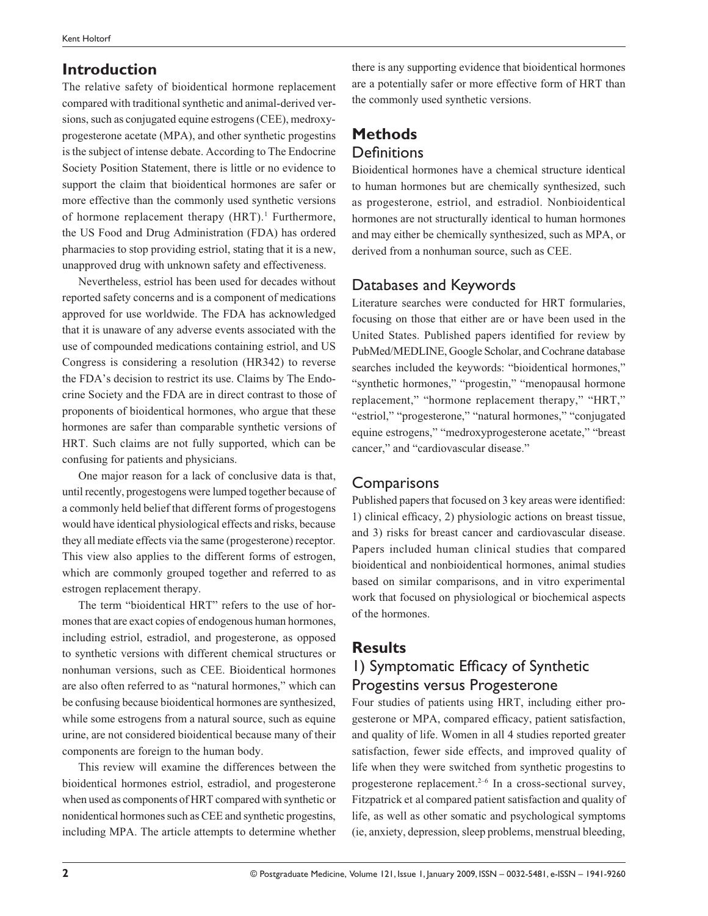## Introduction

The relative safety of bioidentical hormone replacement compared with traditional synthetic and animal-derived versions, such as conjugated equine estrogens (CEE), medroxyprogesterone acetate (MPA), and other synthetic progestins is the subject of intense debate. According to The Endocrine Society Position Statement, there is little or no evidence to support the claim that bioidentical hormones are safer or more effective than the commonly used synthetic versions of hormone replacement therapy (HRT).[1] Furthermore, the US Food and Drug Administration (FDA) has ordered pharmacies to stop providing estriol, stating that it is a new, unapproved drug with unknown safety and effectiveness.

Nevertheless, estriol has been used for decades without reported safety concerns and is a component of medications approved for use worldwide. The FDA has acknowledged that it is unaware of any adverse events associated with the use of compounded medications containing estriol, and US Congress is considering a resolution (HR342) to reverse the FDA's decision to restrict its use. Claims by The Endocrine Society and the FDA are in direct contrast to those of proponents of bioidentical hormones, who argue that these hormones are safer than comparable synthetic versions of HRT. Such claims are not fully supported, which can be confusing for patients and physicians.

One major reason for a lack of conclusive data is that, until recently, progestogens were lumped together because of a commonly held belief that different forms of progestogens would have identical physiological effects and risks, because they all mediate effects via the same (progesterone) receptor. This view also applies to the different forms of estrogen, which are commonly grouped together and referred to as estrogen replacement therapy.

The term "bioidentical HRT" refers to the use of hormones that are exact copies of endogenous human hormones, including estriol, estradiol, and progesterone, as opposed to synthetic versions with different chemical structures or nonhuman versions, such as CEE. Bioidentical hormones are also often referred to as "natural hormones," which can be confusing because bioidentical hormones are synthesized, while some estrogens from a natural source, such as equine urine, are not considered bioidentical because many of their components are foreign to the human body.

This review will examine the differences between the bioidentical hormones estriol, estradiol, and progesterone when used as components of HRT compared with synthetic or nonidentical hormones such as CEE and synthetic progestins, including MPA. The article attempts to determine whether there is any supporting evidence that bioidentical hormones are a potentially safer or more effective form of HRT than the commonly used synthetic versions.

## Methods

### Definitions

Bioidentical hormones have a chemical structure identical to human hormones but are chemically synthesized, such as progesterone, estriol, and estradiol. Nonbioidentical hormones are not structurally identical to human hormones and may either be chemically synthesized, such as MPA, or derived from a nonhuman source, such as CEE.

### Databases and Keywords

Literature searches were conducted for HRT formularies, focusing on those that either are or have been used in the United States. Published papers identified for review by PubMed/MEDLINE, Google Scholar, and Cochrane database searches included the keywords: "bioidentical hormones," "synthetic hormones," "progestin," "menopausal hormone replacement," "hormone replacement therapy," "HRT," "estriol," "progesterone," "natural hormones," "conjugated equine estrogens," "medroxyprogesterone acetate," "breast cancer," and "cardiovascular disease."

### Comparisons

Published papers that focused on 3 key areas were identified: 1) clinical efficacy, 2) physiologic actions on breast tissue, and 3) risks for breast cancer and cardiovascular disease. Papers included human clinical studies that compared bioidentical and nonbioidentical hormones, animal studies based on similar comparisons, and in vitro experimental work that focused on physiological or biochemical aspects of the hormones.

## Results

### 1) Symptomatic Efficacy of Synthetic Progestins versus Progesterone

Four studies of patients using HRT, including either progesterone or MPA, compared efficacy, patient satisfaction, and quality of life. Women in all 4 studies reported greater satisfaction, fewer side effects, and improved quality of life when they were switched from synthetic progestins to progesterone replacement.[2–6] In a cross-sectional survey, Fitzpatrick et al compared patient satisfaction and quality of life, as well as other somatic and psychological symptoms (ie, anxiety, depression, sleep problems, menstrual bleeding,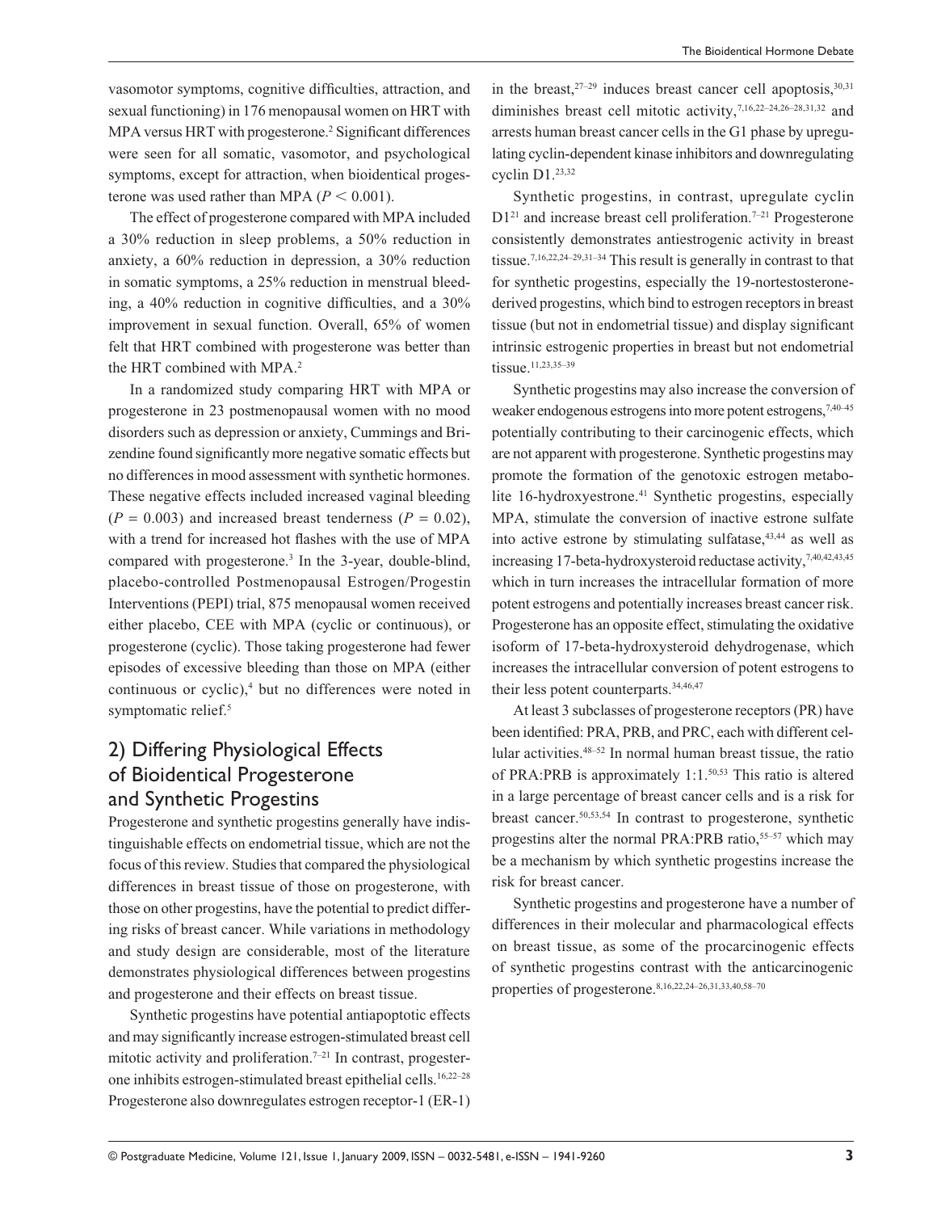vasomotor symptoms, cognitive difficulties, attraction, and sexual functioning) in 176 menopausal women on HRT with MPA versus HRT with progesterone.[2] Significant differences were seen for all somatic, vasomotor, and psychological symptoms, except for attraction, when bioidentical progesterone was used rather than MPA ($P < 0.001$).

The effect of progesterone compared with MPA included a 30% reduction in sleep problems, a 50% reduction in anxiety, a 60% reduction in depression, a 30% reduction in somatic symptoms, a 25% reduction in menstrual bleeding, a 40% reduction in cognitive difficulties, and a 30% improvement in sexual function. Overall, 65% of women felt that HRT combined with progesterone was better than the HRT combined with MPA.[2]

In a randomized study comparing HRT with MPA or progesterone in 23 postmenopausal women with no mood disorders such as depression or anxiety, Cummings and Brizendine found significantly more negative somatic effects but no differences in mood assessment with synthetic hormones. These negative effects included increased vaginal bleeding ($P = 0.003$) and increased breast tenderness ($P = 0.02$), with a trend for increased hot flashes with the use of MPA compared with progesterone.[3] In the 3-year, double-blind, placebo-controlled Postmenopausal Estrogen/Progestin Interventions (PEPI) trial, 875 menopausal women received either placebo, CEE with MPA (cyclic or continuous), or progesterone (cyclic). Those taking progesterone had fewer episodes of excessive bleeding than those on MPA (either continuous or cyclic),[4] but no differences were noted in symptomatic relief.[5]

## 2) Differing Physiological Effects of Bioidentical Progesterone and Synthetic Progestins

Progesterone and synthetic progestins generally have indistinguishable effects on endometrial tissue, which are not the focus of this review. Studies that compared the physiological differences in breast tissue of those on progesterone, with those on other progestins, have the potential to predict differing risks of breast cancer. While variations in methodology and study design are considerable, most of the literature demonstrates physiological differences between progestins and progesterone and their effects on breast tissue.

Synthetic progestins have potential antiapoptotic effects and may significantly increase estrogen-stimulated breast cell mitotic activity and proliferation.[7–21] In contrast, progesterone inhibits estrogen-stimulated breast epithelial cells.[16,22–28] Progesterone also downregulates estrogen receptor-1 (ER-1) in the breast,[27–29] induces breast cancer cell apoptosis,[30,31] diminishes breast cell mitotic activity,[7,16,22–24,26–28,31,32] and arrests human breast cancer cells in the G1 phase by upregulating cyclin-dependent kinase inhibitors and downregulating cyclin D1.[23,32]

Synthetic progestins, in contrast, upregulate cyclin D1[21] and increase breast cell proliferation.[7–21] Progesterone consistently demonstrates antiestrogenic activity in breast tissue.[7,16,22,24–29,31–34] This result is generally in contrast to that for synthetic progestins, especially the 19-nortestosterone-derived progestins, which bind to estrogen receptors in breast tissue (but not in endometrial tissue) and display significant intrinsic estrogenic properties in breast but not endometrial tissue.[11,23,35–39]

Synthetic progestins may also increase the conversion of weaker endogenous estrogens into more potent estrogens,[7,40–45] potentially contributing to their carcinogenic effects, which are not apparent with progesterone. Synthetic progestins may promote the formation of the genotoxic estrogen metabolite 16-hydroxyestrone.[41] Synthetic progestins, especially MPA, stimulate the conversion of inactive estrone sulfate into active estrone by stimulating sulfatase,[43,44] as well as increasing 17-beta-hydroxysteroid reductase activity,[7,40,42,43,45] which in turn increases the intracellular formation of more potent estrogens and potentially increases breast cancer risk. Progesterone has an opposite effect, stimulating the oxidative isoform of 17-beta-hydroxysteroid dehydrogenase, which increases the intracellular conversion of potent estrogens to their less potent counterparts.[34,46,47]

At least 3 subclasses of progesterone receptors (PR) have been identified: PRA, PRB, and PRC, each with different cellular activities.[48–52] In normal human breast tissue, the ratio of PRA:PRB is approximately 1:1.[50,53] This ratio is altered in a large percentage of breast cancer cells and is a risk for breast cancer.[50,53,54] In contrast to progesterone, synthetic progestins alter the normal PRA:PRB ratio,[55–57] which may be a mechanism by which synthetic progestins increase the risk for breast cancer.

Synthetic progestins and progesterone have a number of differences in their molecular and pharmacological effects on breast tissue, as some of the procarcinogenic effects of synthetic progestins contrast with the anticarcinogenic properties of progesterone.[8,16,22,24–26,31,33,40,58–70]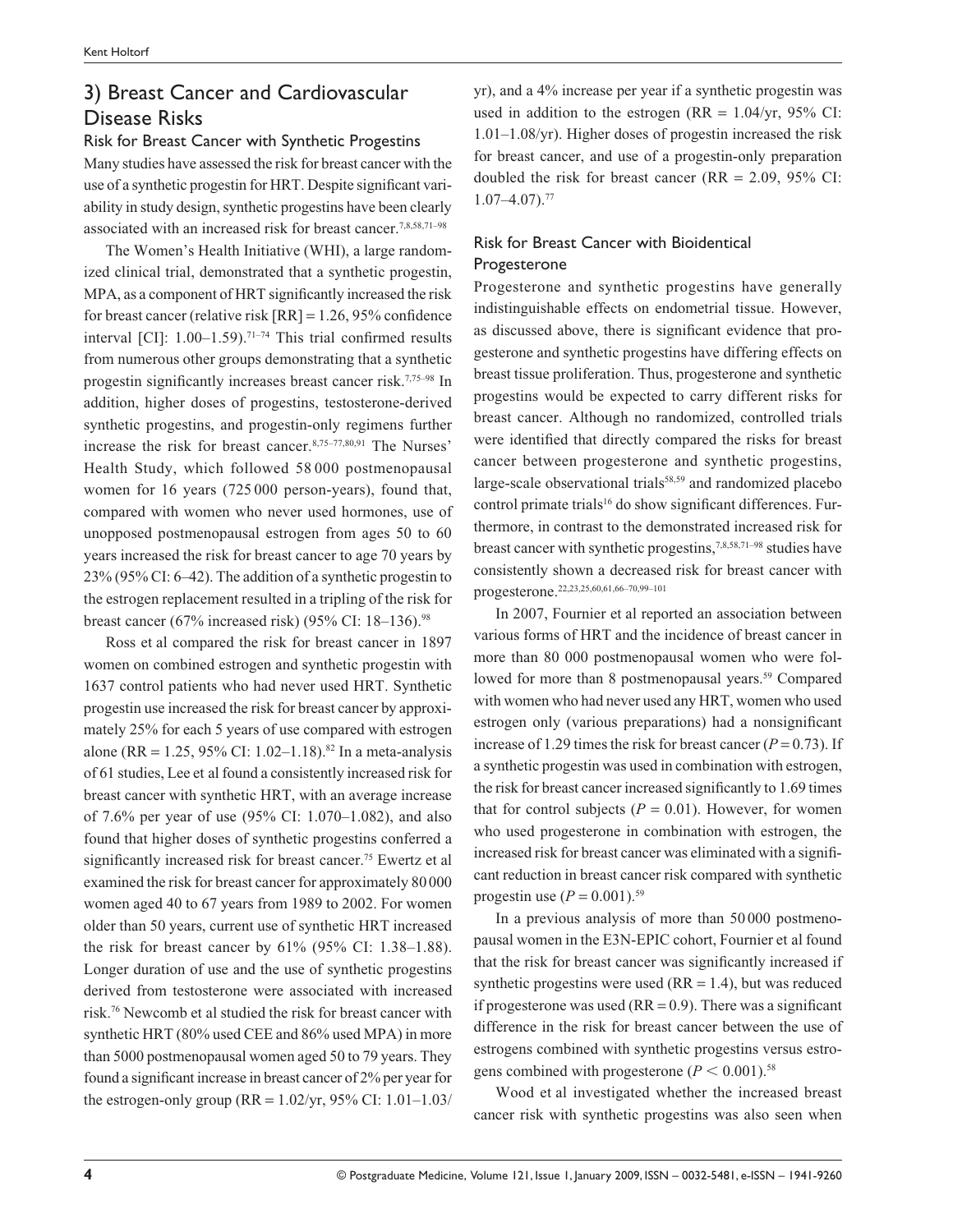## 3) Breast Cancer and Cardiovascular Disease Risks

### Risk for Breast Cancer with Synthetic Progestins

Many studies have assessed the risk for breast cancer with the use of a synthetic progestin for HRT. Despite significant variability in study design, synthetic progestins have been clearly associated with an increased risk for breast cancer.[7,8,58,71–98]

The Women's Health Initiative (WHI), a large randomized clinical trial, demonstrated that a synthetic progestin, MPA, as a component of HRT significantly increased the risk for breast cancer (relative risk [RR] = 1.26, 95% confidence interval [CI]: 1.00–1.59).[71–74] This trial confirmed results from numerous other groups demonstrating that a synthetic progestin significantly increases breast cancer risk.[7,75–98] In addition, higher doses of progestins, testosterone-derived synthetic progestins, and progestin-only regimens further increase the risk for breast cancer.[8,75–77,80,91] The Nurses' Health Study, which followed 58 000 postmenopausal women for 16 years (725 000 person-years), found that, compared with women who never used hormones, use of unopposed postmenopausal estrogen from ages 50 to 60 years increased the risk for breast cancer to age 70 years by 23% (95% CI: 6–42). The addition of a synthetic progestin to the estrogen replacement resulted in a tripling of the risk for breast cancer (67% increased risk) (95% CI: 18–136).[98]

Ross et al compared the risk for breast cancer in 1897 women on combined estrogen and synthetic progestin with 1637 control patients who had never used HRT. Synthetic progestin use increased the risk for breast cancer by approximately 25% for each 5 years of use compared with estrogen alone (RR = 1.25, 95% CI: 1.02–1.18).[82] In a meta-analysis of 61 studies, Lee et al found a consistently increased risk for breast cancer with synthetic HRT, with an average increase of 7.6% per year of use (95% CI: 1.070–1.082), and also found that higher doses of synthetic progestins conferred a significantly increased risk for breast cancer.[75] Ewertz et al examined the risk for breast cancer for approximately 80 000 women aged 40 to 67 years from 1989 to 2002. For women older than 50 years, current use of synthetic HRT increased the risk for breast cancer by 61% (95% CI: 1.38–1.88). Longer duration of use and the use of synthetic progestins derived from testosterone were associated with increased risk.[76] Newcomb et al studied the risk for breast cancer with synthetic HRT (80% used CEE and 86% used MPA) in more than 5000 postmenopausal women aged 50 to 79 years. They found a significant increase in breast cancer of 2% per year for the estrogen-only group (RR = 1.02/yr, 95% CI: 1.01–1.03/yr), and a 4% increase per year if a synthetic progestin was used in addition to the estrogen (RR = 1.04/yr, 95% CI: 1.01–1.08/yr). Higher doses of progestin increased the risk for breast cancer, and use of a progestin-only preparation doubled the risk for breast cancer (RR = 2.09, 95% CI: 1.07–4.07).[77]

### Risk for Breast Cancer with Bioidentical Progesterone

Progesterone and synthetic progestins have generally indistinguishable effects on endometrial tissue. However, as discussed above, there is significant evidence that progesterone and synthetic progestins have differing effects on breast tissue proliferation. Thus, progesterone and synthetic progestins would be expected to carry different risks for breast cancer. Although no randomized, controlled trials were identified that directly compared the risks for breast cancer between progesterone and synthetic progestins, large-scale observational trials[58,59] and randomized placebo control primate trials[16] do show significant differences. Furthermore, in contrast to the demonstrated increased risk for breast cancer with synthetic progestins,[7,8,58,71–98] studies have consistently shown a decreased risk for breast cancer with progesterone.[22,23,25,60,61,66–70,99–101]

In 2007, Fournier et al reported an association between various forms of HRT and the incidence of breast cancer in more than 80 000 postmenopausal women who were followed for more than 8 postmenopausal years.[59] Compared with women who had never used any HRT, women who used estrogen only (various preparations) had a nonsignificant increase of 1.29 times the risk for breast cancer ($P = 0.73$). If a synthetic progestin was used in combination with estrogen, the risk for breast cancer increased significantly to 1.69 times that for control subjects ($P = 0.01$). However, for women who used progesterone in combination with estrogen, the increased risk for breast cancer was eliminated with a significant reduction in breast cancer risk compared with synthetic progestin use ($P = 0.001$).[59]

In a previous analysis of more than 50 000 postmenopausal women in the E3N-EPIC cohort, Fournier et al found that the risk for breast cancer was significantly increased if synthetic progestins were used (RR = 1.4), but was reduced if progesterone was used (RR = 0.9). There was a significant difference in the risk for breast cancer between the use of estrogens combined with synthetic progestins versus estrogens combined with progesterone ($P < 0.001$).[58]

Wood et al investigated whether the increased breast cancer risk with synthetic progestins was also seen when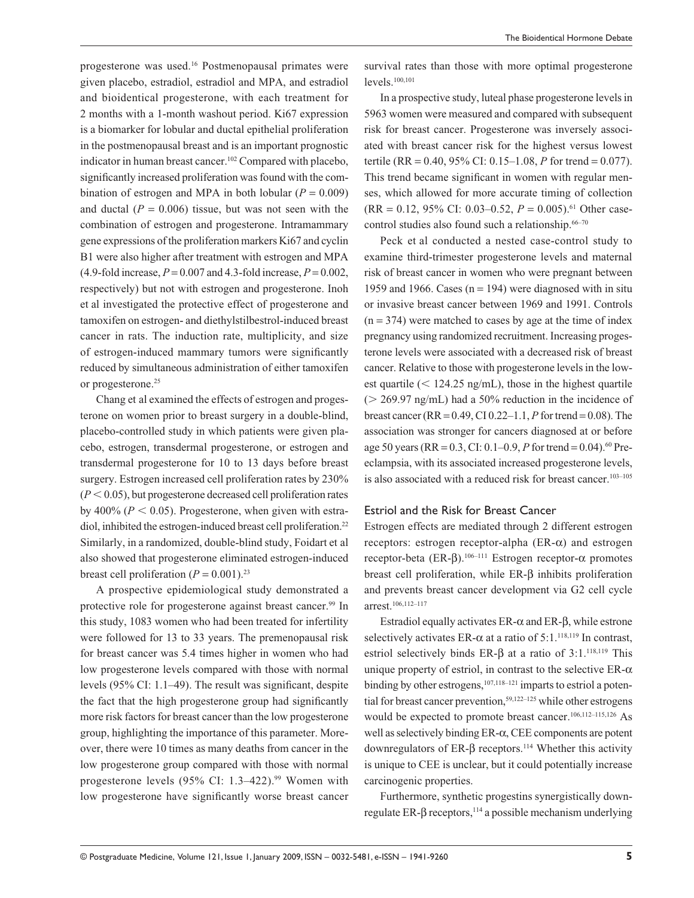progesterone was used.[16] Postmenopausal primates were given placebo, estradiol, estradiol and MPA, and estradiol and bioidentical progesterone, with each treatment for 2 months with a 1-month washout period. Ki67 expression is a biomarker for lobular and ductal epithelial proliferation in the postmenopausal breast and is an important prognostic indicator in human breast cancer.[102] Compared with placebo, significantly increased proliferation was found with the combination of estrogen and MPA in both lobular ($P = 0.009$) and ductal ($P = 0.006$) tissue, but was not seen with the combination of estrogen and progesterone. Intramammary gene expressions of the proliferation markers Ki67 and cyclin B1 were also higher after treatment with estrogen and MPA (4.9-fold increase, $P = 0.007$ and 4.3-fold increase, $P = 0.002$, respectively) but not with estrogen and progesterone. Inoh et al investigated the protective effect of progesterone and tamoxifen on estrogen- and diethylstilbestrol-induced breast cancer in rats. The induction rate, multiplicity, and size of estrogen-induced mammary tumors were significantly reduced by simultaneous administration of either tamoxifen or progesterone.[25]

Chang et al examined the effects of estrogen and progesterone on women prior to breast surgery in a double-blind, placebo-controlled study in which patients were given placebo, estrogen, transdermal progesterone, or estrogen and transdermal progesterone for 10 to 13 days before breast surgery. Estrogen increased cell proliferation rates by 230% ($P < 0.05$), but progesterone decreased cell proliferation rates by 400% ($P < 0.05$). Progesterone, when given with estradiol, inhibited the estrogen-induced breast cell proliferation.[22] Similarly, in a randomized, double-blind study, Foidart et al also showed that progesterone eliminated estrogen-induced breast cell proliferation ($P = 0.001$).[23]

A prospective epidemiological study demonstrated a protective role for progesterone against breast cancer.[99] In this study, 1083 women who had been treated for infertility were followed for 13 to 33 years. The premenopausal risk for breast cancer was 5.4 times higher in women who had low progesterone levels compared with those with normal levels (95% CI: 1.1–49). The result was significant, despite the fact that the high progesterone group had significantly more risk factors for breast cancer than the low progesterone group, highlighting the importance of this parameter. Moreover, there were 10 times as many deaths from cancer in the low progesterone group compared with those with normal progesterone levels (95% CI: 1.3–422).[99] Women with low progesterone have significantly worse breast cancer survival rates than those with more optimal progesterone levels.[100,101]

In a prospective study, luteal phase progesterone levels in 5963 women were measured and compared with subsequent risk for breast cancer. Progesterone was inversely associated with breast cancer risk for the highest versus lowest tertile (RR = 0.40, 95% CI: 0.15–1.08, $P$ for trend = 0.077). This trend became significant in women with regular menses, which allowed for more accurate timing of collection (RR = 0.12, 95% CI: 0.03–0.52, $P = 0.005$).[61] Other case-control studies also found such a relationship.[66–70]

Peck et al conducted a nested case-control study to examine third-trimester progesterone levels and maternal risk of breast cancer in women who were pregnant between 1959 and 1966. Cases (n = 194) were diagnosed with in situ or invasive breast cancer between 1969 and 1991. Controls (n = 374) were matched to cases by age at the time of index pregnancy using randomized recruitment. Increasing progesterone levels were associated with a decreased risk of breast cancer. Relative to those with progesterone levels in the lowest quartile (< 124.25 ng/mL), those in the highest quartile (> 269.97 ng/mL) had a 50% reduction in the incidence of breast cancer (RR = 0.49, CI 0.22–1.1, $P$ for trend = 0.08). The association was stronger for cancers diagnosed at or before age 50 years (RR = 0.3, CI: 0.1–0.9, $P$ for trend = 0.04).[60] Preeclampsia, with its associated increased progesterone levels, is also associated with a reduced risk for breast cancer.[103–105]

## Estriol and the Risk for Breast Cancer

Estrogen effects are mediated through 2 different estrogen receptors: estrogen receptor-alpha (ER-$\alpha$) and estrogen receptor-beta (ER-$\beta$).[106–111] Estrogen receptor-$\alpha$ promotes breast cell proliferation, while ER-$\beta$ inhibits proliferation and prevents breast cancer development via G2 cell cycle arrest.[106,112–117]

Estradiol equally activates ER-$\alpha$ and ER-$\beta$, while estrone selectively activates ER-$\alpha$ at a ratio of 5:1.[118,119] In contrast, estriol selectively binds ER-$\beta$ at a ratio of 3:1.[118,119] This unique property of estriol, in contrast to the selective ER-$\alpha$ binding by other estrogens,[107,118–121] imparts to estriol a potential for breast cancer prevention,[59,122–125] while other estrogens would be expected to promote breast cancer.[106,112–115,126] As well as selectively binding ER-$\alpha$, CEE components are potent downregulators of ER-$\beta$ receptors.[114] Whether this activity is unique to CEE is unclear, but it could potentially increase carcinogenic properties.

Furthermore, synthetic progestins synergistically downregulate ER-$\beta$ receptors,[114] a possible mechanism underlying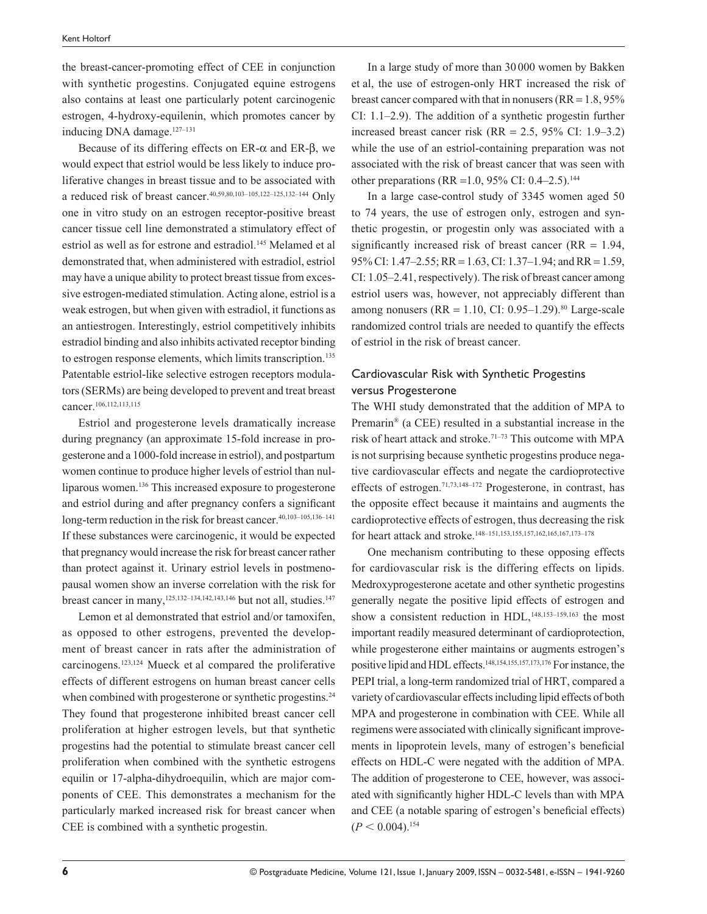the breast-cancer-promoting effect of CEE in conjunction with synthetic progestins. Conjugated equine estrogens also contains at least one particularly potent carcinogenic estrogen, 4-hydroxy-equilenin, which promotes cancer by inducing DNA damage.[127–131]

Because of its differing effects on ER-α and ER-β, we would expect that estriol would be less likely to induce proliferative changes in breast tissue and to be associated with a reduced risk of breast cancer.[40,59,80,103–105,122–125,132–144] Only one in vitro study on an estrogen receptor-positive breast cancer tissue cell line demonstrated a stimulatory effect of estriol as well as for estrone and estradiol.[145] Melamed et al demonstrated that, when administered with estradiol, estriol may have a unique ability to protect breast tissue from excessive estrogen-mediated stimulation. Acting alone, estriol is a weak estrogen, but when given with estradiol, it functions as an antiestrogen. Interestingly, estriol competitively inhibits estradiol binding and also inhibits activated receptor binding to estrogen response elements, which limits transcription.[135] Patentable estriol-like selective estrogen receptors modulators (SERMs) are being developed to prevent and treat breast cancer.[106,112,113,115]

Estriol and progesterone levels dramatically increase during pregnancy (an approximate 15-fold increase in progesterone and a 1000-fold increase in estriol), and postpartum women continue to produce higher levels of estriol than nulliparous women.[136] This increased exposure to progesterone and estriol during and after pregnancy confers a significant long-term reduction in the risk for breast cancer.[40,103–105,136–141] If these substances were carcinogenic, it would be expected that pregnancy would increase the risk for breast cancer rather than protect against it. Urinary estriol levels in postmenopausal women show an inverse correlation with the risk for breast cancer in many,[125,132–134,142,143,146] but not all, studies.[147]

Lemon et al demonstrated that estriol and/or tamoxifen, as opposed to other estrogens, prevented the development of breast cancer in rats after the administration of carcinogens.[123,124] Mueck et al compared the proliferative effects of different estrogens on human breast cancer cells when combined with progesterone or synthetic progestins.[24] They found that progesterone inhibited breast cancer cell proliferation at higher estrogen levels, but that synthetic progestins had the potential to stimulate breast cancer cell proliferation when combined with the synthetic estrogens equilin or 17-alpha-dihydroequilin, which are major components of CEE. This demonstrates a mechanism for the particularly marked increased risk for breast cancer when CEE is combined with a synthetic progestin.

In a large study of more than 30 000 women by Bakken et al, the use of estrogen-only HRT increased the risk of breast cancer compared with that in nonusers (RR = 1.8, 95% CI: 1.1–2.9). The addition of a synthetic progestin further increased breast cancer risk (RR = 2.5, 95% CI: 1.9–3.2) while the use of an estriol-containing preparation was not associated with the risk of breast cancer that was seen with other preparations (RR =1.0, 95% CI: 0.4–2.5).[144]

In a large case-control study of 3345 women aged 50 to 74 years, the use of estrogen only, estrogen and synthetic progestin, or progestin only was associated with a significantly increased risk of breast cancer (RR = 1.94, 95% CI: 1.47–2.55; RR = 1.63, CI: 1.37–1.94; and RR = 1.59, CI: 1.05–2.41, respectively). The risk of breast cancer among estriol users was, however, not appreciably different than among nonusers (RR = 1.10, CI: 0.95–1.29).[80] Large-scale randomized control trials are needed to quantify the effects of estriol in the risk of breast cancer.

## Cardiovascular Risk with Synthetic Progestins versus Progesterone

The WHI study demonstrated that the addition of MPA to Premarin® (a CEE) resulted in a substantial increase in the risk of heart attack and stroke.[71–73] This outcome with MPA is not surprising because synthetic progestins produce negative cardiovascular effects and negate the cardioprotective effects of estrogen.[71,73,148–172] Progesterone, in contrast, has the opposite effect because it maintains and augments the cardioprotective effects of estrogen, thus decreasing the risk for heart attack and stroke.[148–151,153,155,157,162,165,167,173–178]

One mechanism contributing to these opposing effects for cardiovascular risk is the differing effects on lipids. Medroxyprogesterone acetate and other synthetic progestins generally negate the positive lipid effects of estrogen and show a consistent reduction in HDL,[148,153–159,163] the most important readily measured determinant of cardioprotection, while progesterone either maintains or augments estrogen's positive lipid and HDL effects.[148,154,155,157,173,176] For instance, the PEPI trial, a long-term randomized trial of HRT, compared a variety of cardiovascular effects including lipid effects of both MPA and progesterone in combination with CEE. While all regimens were associated with clinically significant improvements in lipoprotein levels, many of estrogen's beneficial effects on HDL-C were negated with the addition of MPA. The addition of progesterone to CEE, however, was associated with significantly higher HDL-C levels than with MPA and CEE (a notable sparing of estrogen's beneficial effects) ($P < 0.004$).[154]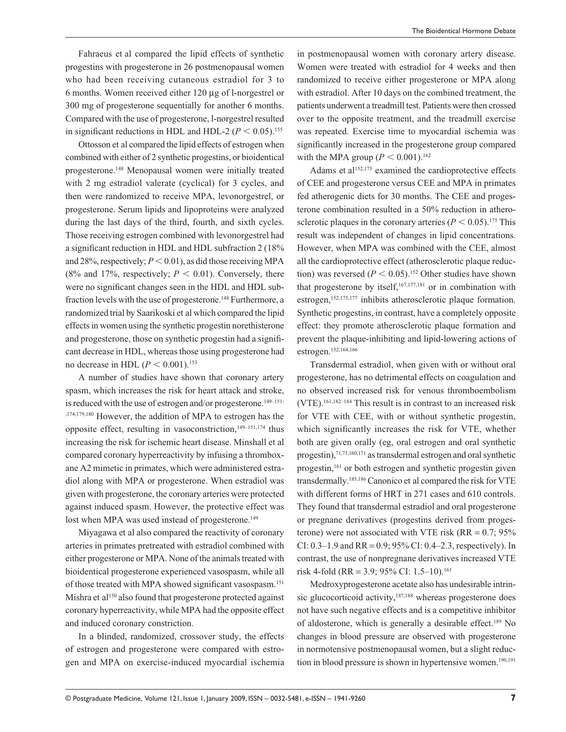Fahraeus et al compared the lipid effects of synthetic progestins with progesterone in 26 postmenopausal women who had been receiving cutaneous estradiol for 3 to 6 months. Women received either 120 μg of l-norgestrel or 300 mg of progesterone sequentially for another 6 months. Compared with the use of progesterone, l-norgestrel resulted in significant reductions in HDL and HDL-2 ($P < 0.05$).[155]

Ottosson et al compared the lipid effects of estrogen when combined with either of 2 synthetic progestins, or bioidentical progesterone.[148] Menopausal women were initially treated with 2 mg estradiol valerate (cyclical) for 3 cycles, and then were randomized to receive MPA, levonorgestrel, or progesterone. Serum lipids and lipoproteins were analyzed during the last days of the third, fourth, and sixth cycles. Those receiving estrogen combined with levonorgestrel had a significant reduction in HDL and HDL subfraction 2 (18% and 28%, respectively; $P < 0.01$), as did those receiving MPA (8% and 17%, respectively; $P < 0.01$). Conversely, there were no significant changes seen in the HDL and HDL subfraction levels with the use of progesterone.[148] Furthermore, a randomized trial by Saarikoski et al which compared the lipid effects in women using the synthetic progestin norethisterone and progesterone, those on synthetic progestin had a significant decrease in HDL, whereas those using progesterone had no decrease in HDL ($P < 0.001$).[153]

A number of studies have shown that coronary artery spasm, which increases the risk for heart attack and stroke, is reduced with the use of estrogen and/or progesterone.[149–151,174,179,180] However, the addition of MPA to estrogen has the opposite effect, resulting in vasoconstriction,[149–151,174] thus increasing the risk for ischemic heart disease. Minshall et al compared coronary hyperreactivity by infusing a thromboxane A2 mimetic in primates, which were administered estradiol along with MPA or progesterone. When estradiol was given with progesterone, the coronary arteries were protected against induced spasm. However, the protective effect was lost when MPA was used instead of progesterone.[149]

Miyagawa et al also compared the reactivity of coronary arteries in primates pretreated with estradiol combined with either progesterone or MPA. None of the animals treated with bioidentical progesterone experienced vasospasm, while all of those treated with MPA showed significant vasospasm.[151] Mishra et al[150] also found that progesterone protected against coronary hyperreactivity, while MPA had the opposite effect and induced coronary constriction.

In a blinded, randomized, crossover study, the effects of estrogen and progesterone were compared with estrogen and MPA on exercise-induced myocardial ischemia in postmenopausal women with coronary artery disease. Women were treated with estradiol for 4 weeks and then randomized to receive either progesterone or MPA along with estradiol. After 10 days on the combined treatment, the patients underwent a treadmill test. Patients were then crossed over to the opposite treatment, and the treadmill exercise was repeated. Exercise time to myocardial ischemia was significantly increased in the progesterone group compared with the MPA group ($P < 0.001$).[162]

Adams et al[152,175] examined the cardioprotective effects of CEE and progesterone versus CEE and MPA in primates fed atherogenic diets for 30 months. The CEE and progesterone combination resulted in a 50% reduction in atherosclerotic plaques in the coronary arteries ($P < 0.05$).[175] This result was independent of changes in lipid concentrations. However, when MPA was combined with the CEE, almost all the cardioprotective effect (atherosclerotic plaque reduction) was reversed ($P < 0.05$).[152] Other studies have shown that progesterone by itself,[167,177,181] or in combination with estrogen,[152,175,177] inhibits atherosclerotic plaque formation. Synthetic progestins, in contrast, have a completely opposite effect: they promote atherosclerotic plaque formation and prevent the plaque-inhibiting and lipid-lowering actions of estrogen.[152,164,166]

Transdermal estradiol, when given with or without oral progesterone, has no detrimental effects on coagulation and no observed increased risk for venous thromboembolism (VTE).[161,182–184] This result is in contrast to an increased risk for VTE with CEE, with or without synthetic progestin, which significantly increases the risk for VTE, whether both are given orally (eg, oral estrogen and oral synthetic progestin),[71,73,160,171] as transdermal estrogen and oral synthetic progestin,[161] or both estrogen and synthetic progestin given transdermally.[185,186] Canonico et al compared the risk for VTE with different forms of HRT in 271 cases and 610 controls. They found that transdermal estradiol and oral progesterone or pregnane derivatives (progestins derived from progesterone) were not associated with VTE risk (RR = 0.7; 95% CI: 0.3–1.9 and RR = 0.9; 95% CI: 0.4–2.3, respectively). In contrast, the use of nonpregnane derivatives increased VTE risk 4-fold (RR = 3.9; 95% CI: 1.5–10).[161]

Medroxyprogesterone acetate also has undesirable intrinsic glucocorticoid activity,[187,188] whereas progesterone does not have such negative effects and is a competitive inhibitor of aldosterone, which is generally a desirable effect.[189] No changes in blood pressure are observed with progesterone in normotensive postmenopausal women, but a slight reduction in blood pressure is shown in hypertensive women.[190,191]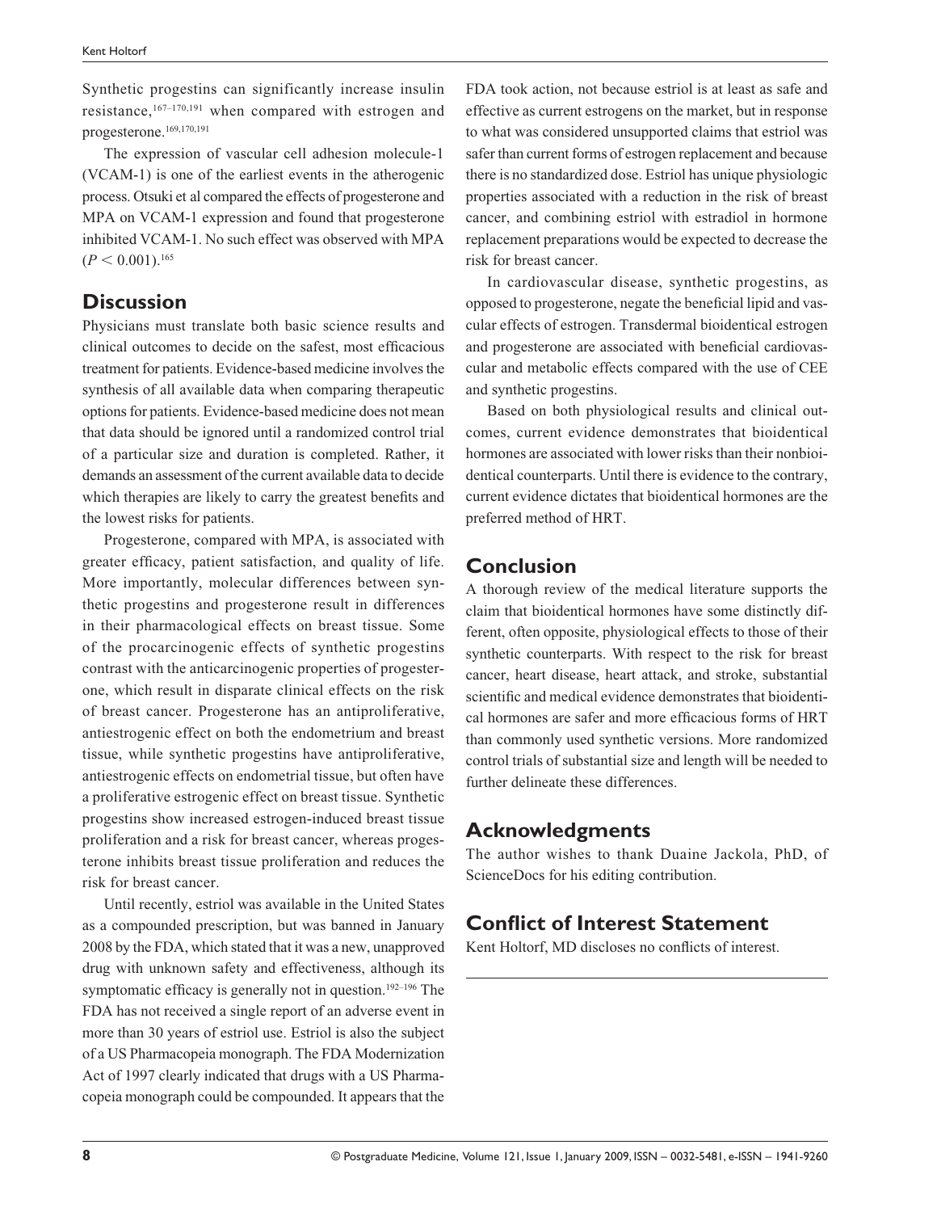Synthetic progestins can significantly increase insulin resistance,[167–170,191] when compared with estrogen and progesterone.[169,170,191]

The expression of vascular cell adhesion molecule-1 (VCAM-1) is one of the earliest events in the atherogenic process. Otsuki et al compared the effects of progesterone and MPA on VCAM-1 expression and found that progesterone inhibited VCAM-1. No such effect was observed with MPA ($P < 0.001$).[165]

## Discussion

Physicians must translate both basic science results and clinical outcomes to decide on the safest, most efficacious treatment for patients. Evidence-based medicine involves the synthesis of all available data when comparing therapeutic options for patients. Evidence-based medicine does not mean that data should be ignored until a randomized control trial of a particular size and duration is completed. Rather, it demands an assessment of the current available data to decide which therapies are likely to carry the greatest benefits and the lowest risks for patients.

Progesterone, compared with MPA, is associated with greater efficacy, patient satisfaction, and quality of life. More importantly, molecular differences between synthetic progestins and progesterone result in differences in their pharmacological effects on breast tissue. Some of the procarcinogenic effects of synthetic progestins contrast with the anticarcinogenic properties of progesterone, which result in disparate clinical effects on the risk of breast cancer. Progesterone has an antiproliferative, antiestrogenic effect on both the endometrium and breast tissue, while synthetic progestins have antiproliferative, antiestrogenic effects on endometrial tissue, but often have a proliferative estrogenic effect on breast tissue. Synthetic progestins show increased estrogen-induced breast tissue proliferation and a risk for breast cancer, whereas progesterone inhibits breast tissue proliferation and reduces the risk for breast cancer.

Until recently, estriol was available in the United States as a compounded prescription, but was banned in January 2008 by the FDA, which stated that it was a new, unapproved drug with unknown safety and effectiveness, although its symptomatic efficacy is generally not in question.[192–196] The FDA has not received a single report of an adverse event in more than 30 years of estriol use. Estriol is also the subject of a US Pharmacopeia monograph. The FDA Modernization Act of 1997 clearly indicated that drugs with a US Pharmacopeia monograph could be compounded. It appears that the FDA took action, not because estriol is at least as safe and effective as current estrogens on the market, but in response to what was considered unsupported claims that estriol was safer than current forms of estrogen replacement and because there is no standardized dose. Estriol has unique physiologic properties associated with a reduction in the risk of breast cancer, and combining estriol with estradiol in hormone replacement preparations would be expected to decrease the risk for breast cancer.

In cardiovascular disease, synthetic progestins, as opposed to progesterone, negate the beneficial lipid and vascular effects of estrogen. Transdermal bioidentical estrogen and progesterone are associated with beneficial cardiovascular and metabolic effects compared with the use of CEE and synthetic progestins.

Based on both physiological results and clinical outcomes, current evidence demonstrates that bioidentical hormones are associated with lower risks than their nonbioidentical counterparts. Until there is evidence to the contrary, current evidence dictates that bioidentical hormones are the preferred method of HRT.

## Conclusion

A thorough review of the medical literature supports the claim that bioidentical hormones have some distinctly different, often opposite, physiological effects to those of their synthetic counterparts. With respect to the risk for breast cancer, heart disease, heart attack, and stroke, substantial scientific and medical evidence demonstrates that bioidentical hormones are safer and more efficacious forms of HRT than commonly used synthetic versions. More randomized control trials of substantial size and length will be needed to further delineate these differences.

## Acknowledgments

The author wishes to thank Duaine Jackola, PhD, of ScienceDocs for his editing contribution.

## Conflict of Interest Statement

Kent Holtorf, MD discloses no conflicts of interest.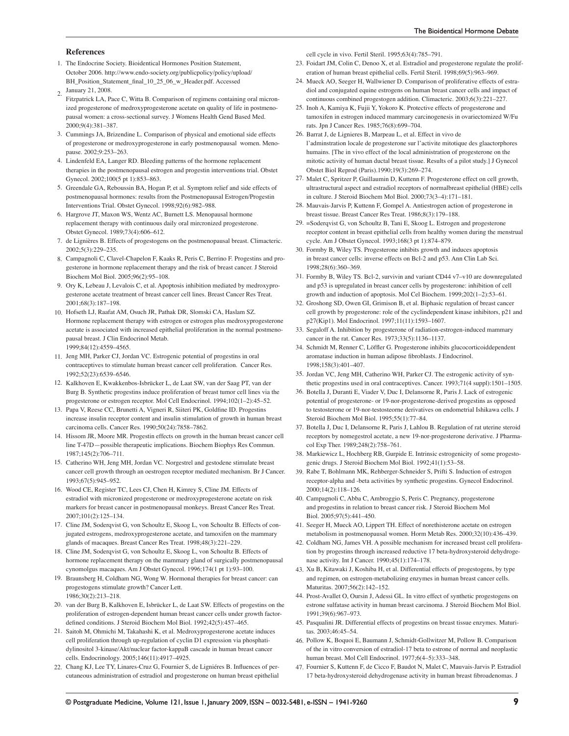## References

1. The Endocrine Society. Bioidentical Hormones Position Statement, October 2006. http://www.endo-society.org/publicpolicy/policy/upload/BH_Position_Statement_final_10_25_06_w_Header.pdf. Accessed January 21, 2008.
2. Fitzpatrick LA, Pace C, Witta B. Comparison of regimens containing oral micronized progesterone of medroxyprogesterone acetate on quality of life in postmenopausal women: a cross-sectional survey. J Womens Health Gend Based Med. 2000;9(4):381–387.
3. Cummings JA, Brizendine L. Comparison of physical and emotional side effects of progesterone or medroxyprogesterone in early postmenopausal women. Menopause. 2002;9:253–263.
4. Lindenfeld EA, Langer RD. Bleeding patterns of the hormone replacement therapies in the postmenopausal estrogen and progestin interventions trial. Obstet Gynecol. 2002;100(5 pt 1):853–863.
5. Greendale GA, Reboussin BA, Hogan P, et al. Symptom relief and side effects of postmenopausal hormones: results from the Postmenopausal Estrogen/Progestin Interventions Trial. Obstet Gynecol. 1998;92(6):982–988.
6. Hargrove JT, Maxon WS, Wentz AC, Burnett LS. Menopausal hormone replacement therapy with continuous daily oral mircronized progesterone. Obstet Gynecol. 1989;73(4):606–612.
7. de Lignières B. Effects of progestogens on the postmenopausal breast. Climacteric. 2002;5(3):229–235.
8. Campagnoli C, Clavel-Chapelon F, Kaaks R, Peris C, Berrino F. Progestins and progesterone in hormone replacement therapy and the risk of breast cancer. J Steroid Biochem Mol Biol. 2005;96(2):95–108.
9. Ory K, Lebeau J, Levalois C, et al. Apoptosis inhibition mediated by medroxyprogesterone acetate treatment of breast cancer cell lines. Breast Cancer Res Treat. 2001;68(3):187–198.
10. Hofseth LJ, Raafat AM, Osuch JR, Pathak DR, Slomski CA, Haslam SZ. Hormone replacement therapy with estrogen or estrogen plus medroxyprogesterone acetate is associated with increased epithelial proliferation in the normal postmenopausal breast. J Clin Endocrinol Metab. 1999;84(12):4559–4565.
11. Jeng MH, Parker CJ, Jordan VC. Estrogenic potential of progestins in oral contraceptives to stimulate human breast cancer cell proliferation. Cancer Res. 1992;52(23):6539–6546.
12. Kalkhoven E, Kwakkenbos-Isbrücker L, de Laat SW, van der Saag PT, van der Burg B. Synthetic progestins induce proliferation of breast tumor cell lines via the progesterone or estrogen receptor. Mol Cell Endocrinol. 1994;102(1–2):45–52.
13. Papa V, Reese CC, Brunetti A, Vigneri R, Siiteri PK, Goldfine ID. Progestins increase insulin receptor content and insulin stimulation of growth in human breast carcinoma cells. Cancer Res. 1990;50(24):7858–7862.
14. Hissom JR, Moore MR. Progestin effects on growth in the human breast cancer cell line T-47D—possible therapeutic implications. Biochem Biophys Res Commun. 1987;145(2):706–711.
15. Catherino WH, Jeng MH, Jordan VC. Norgestrel and gestodene stimulate breast cancer cell growth through an oestrogen receptor mediated mechanism. Br J Cancer. 1993;67(5):945–952.
16. Wood CE, Register TC, Lees CJ, Chen H, Kimrey S, Cline JM. Effects of estradiol with micronized progesterone or medroxyprogesterone acetate on risk markers for breast cancer in postmenopausal monkeys. Breast Cancer Res Treat. 2007;101(2):125–134.
17. Cline JM, Soderqvist G, von Schoultz E, Skoog L, von Schoultz B. Effects of conjugated estrogens, medroxyprogesterone acetate, and tamoxifen on the mammary glands of macaques. Breast Cancer Res Treat. 1998;48(3):221–229.
18. Cline JM, Soderqvist G, von Schoultz E, Skoog L, von Schoultz B. Effects of hormone replacement therapy on the mammary gland of surgically postmenopausal cynomolgus macaques. Am J Obstet Gynecol. 1996;174(1 pt 1):93–100.
19. Braunsberg H, Coldham NG, Wong W. Hormonal therapies for breast cancer: can progestogens stimulate growth? Cancer Lett. 1986;30(2):213–218.
20. van der Burg B, Kalkhoven E, Isbrücker L, de Laat SW. Effects of progestins on the proliferation of estrogen-dependent human breast cancer cells under growth factor-defined conditions. J Steroid Biochem Mol Biol. 1992;42(5):457–465.
21. Saitoh M, Ohmichi M, Takahashi K, et al. Medroxyprogesterone acetate induces cell proliferation through up-regulation of cyclin D1 expression via phosphatidylinositol 3-kinase/Akt/nuclear factor-kappaB cascade in human breast cancer cells. Endocrinology. 2005;146(11):4917–4925.
22. Chang KJ, Lee TY, Linares-Cruz G, Fournier S, de Ligniéres B. Influences of percutaneous administration of estradiol and progesterone on human breast epithelial cell cycle in vivo. Fertil Steril. 1995;63(4):785–791.
23. Foidart JM, Colin C, Denoo X, et al. Estradiol and progesterone regulate the proliferation of human breast epithelial cells. Fertil Steril. 1998;69(5):963–969.
24. Mueck AO, Seeger H, Wallwiener D. Comparison of proliferative effects of estradiol and conjugated equine estrogens on human breast cancer cells and impact of continuous combined progestogen addition. Climacteric. 2003;6(3):221–227.
25. Inoh A, Kamiya K, Fujii Y, Yokoro K. Protective effects of progesterone and tamoxifen in estrogen induced mammary carcinogenesis in ovariectomized W/Fu rats. Jpn J Cancer Res. 1985;76(8):699–704.
26. Barrat J, de Lignieres B, Marpeau L, et al. Effect in vivo de l'adminstration locale de progesterone sur l'activite mitotique des glaactorphores humains. [The in vivo effect of the local administration of progesterone on the mitotic activity of human ductal breast tissue. Results of a pilot study.] J Gynecol Obstet Biol Reprod (Paris).1990;19(3):269–274.
27. Malet C, Spritzer P, Guillaumin D, Kuttenn F. Progesterone effect on cell growth, ultrastructural aspect and estradiol receptors of normalbreast epithelial (HBE) cells in culture. J Steroid Biochem Mol Biol. 2000;73(3–4):171–181.
28. Mauvais-Jarvis P, Kuttenn F, Gompel A. Antiestrogen action of progesterone in breast tissue. Breast Cancer Res Treat. 1986;8(3):179–188.
29. =Soderqvist G, von Schoultz B, Tani E, Skoog L. Estrogen and progesterone receptor content in breast epithelial cells from healthy women during the menstrual cycle. Am J Obstet Gynecol. 1993;168(3 pt 1):874–879.
30. Formby B, Wiley TS. Progesterone inhibits growth and induces apoptosis in breast cancer cells: inverse effects on Bcl-2 and p53. Ann Clin Lab Sci. 1998;28(6):360–369.
31. Formby B, Wiley TS. Bcl-2, survivin and variant CD44 v7–v10 are downregulated and p53 is upregulated in breast cancer cells by progesterone: inhibition of cell growth and induction of apoptosis. Mol Cel Biochem. 1999;202(1–2):53–61.
32. Groshong SD, Owen GI, Grimison B, et al. Biphasic regulation of breast cancer cell growth by progesterone: role of the cyclindependent kinase inhibitors, p21 and p27(Kip1). Mol Endocrinol. 1997;11(11):1593–1607.
33. Segaloff A. Inhibition by progesterone of radiation-estrogen-induced mammary cancer in the rat. Cancer Res. 1973;33(5):1136–1137.
34. Schmidt M, Renner C, Löffler G. Progesterone inhibits glucocorticoiddependent aromatase induction in human adipose fibroblasts. J Endocrinol. 1998;158(3):401–407.
35. Jordan VC, Jeng MH, Catherino WH, Parker CJ. The estrogenic activity of synthetic progestins used in oral contraceptives. Cancer. 1993;71(4 suppl):1501–1505.
36. Botella J, Duranti E, Viader V, Duc I, Delansorne R, Paris J. Lack of estrogenic potential of progesterone- or 19-nor-progesterone-derived progestins as opposed to testosterone or 19-nor-testosteorne derivatives on endometrial Ishikawa cells. J Steroid Biochem Mol Biol. 1995;55(1):77–84.
37. Botella J, Duc I, Delansorne R, Paris J, Lahlou B. Regulation of rat uterine steroid receptors by nomegestrol acetate, a new 19-nor-progesterone derivative. J Pharmacol Exp Ther. 1989;248(2):758–761.
38. Markiewicz L, Hochberg RB, Gurpide E. Intrinsic estrogenicity of some progestogenic drugs. J Steroid Biochem Mol Biol. 1992;41(1):53–58.
39. Rabe T, Bohlmann MK, Rehberger-Schneider S, Prifti S. Induction of estrogen receptor-alpha and -beta activities by synthetic progestins. Gynecol Endocrinol. 2000;14(2):118–126.
40. Campagnoli C, Abba C, Ambroggio S, Peris C. Pregnancy, progesterone and progestins in relation to breast cancer risk. J Steroid Biochem Mol Biol. 2005;97(5):441–450.
41. Seeger H, Mueck AO, Lippert TH. Effect of norethisterone acetate on estrogen metabolism in postmenopausal women. Horm Metab Res. 2000;32(10):436–439.
42. Coldham NG, James VH. A possible mechanism for increased breast cell proliferation by progestins through increased reductive 17 beta-hydroxysteroid dehydrogenase activity. Int J Cancer. 1990;45(1):174–178.
43. Xu B, Kitawaki J, Koshiba H, et al. Differential effects of progestogens, by type and regimen, on estrogen-metabolizing enzymes in human breast cancer cells. Maturitas. 2007;56(2):142–152.
44. Prost-Avallet O, Oursin J, Adessi GL. In vitro effect of synthetic progestogens on estrone sulfatase activity in human breast carcinoma. J Steroid Biochem Mol Biol. 1991;39(6):967–973.
45. Pasqualini JR. Differential effects of progestins on breast tissue enzymes. Maturitas. 2003;46:45–54.
46. Pollow K, Boquoi E, Baumann J, Schmidt-Gollwitzer M, Pollow B. Comparison of the in vitro conversion of estradiol-17 beta to estrone of normal and neoplastic human breast. Mol Cell Endocrinol. 1977;6(4–5):333–348.
47. Fournier S, Kuttenn F, de Cicco F, Baudot N, Malet C, Mauvais-Jarvis P. Estradiol 17 beta-hydroxysteroid dehydrogenase activity in human breast fibroadenomas. J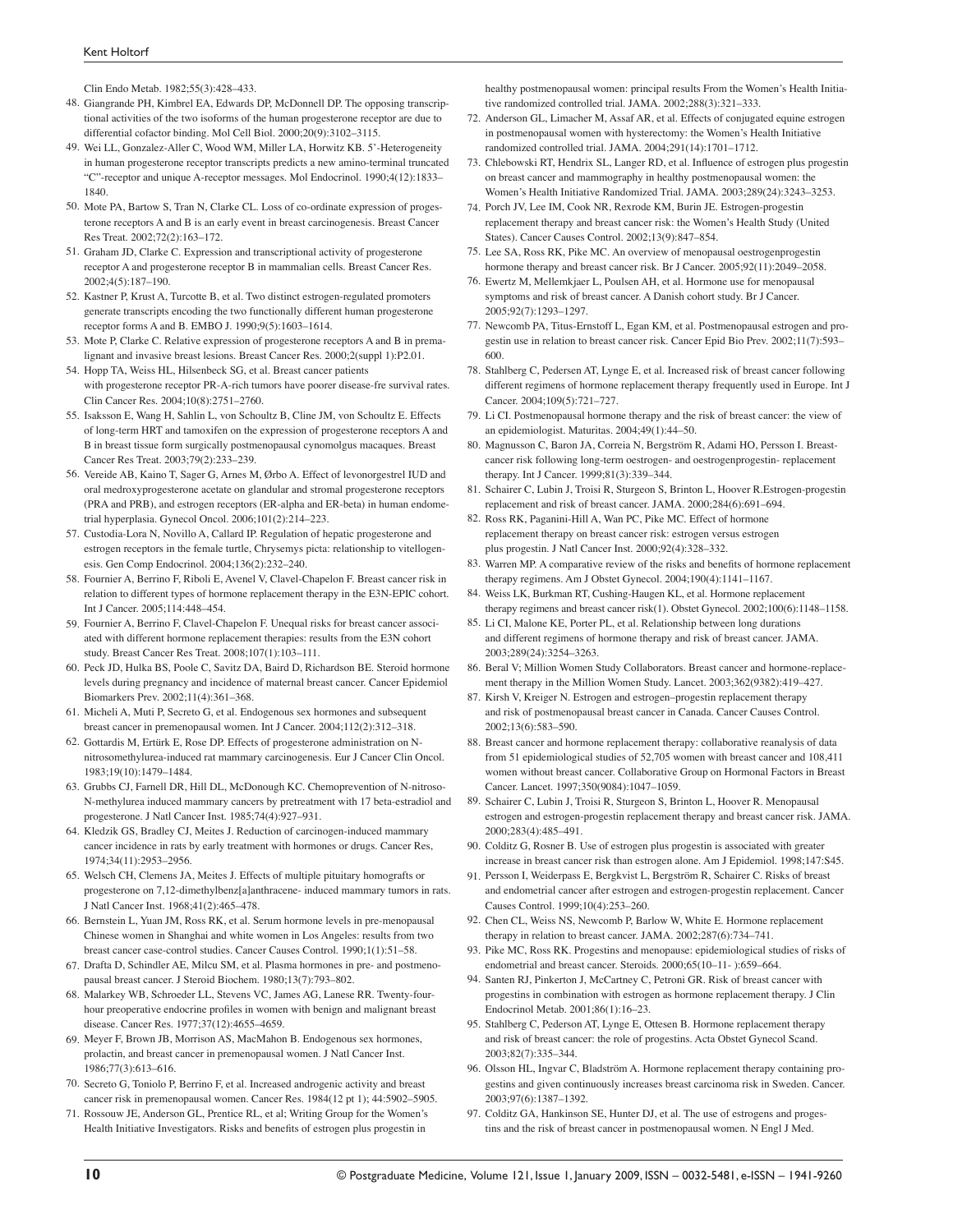Clin Endo Metab. 1982;55(3):428–433.

48. Giangrande PH, Kimbrel EA, Edwards DP, McDonnell DP. The opposing transcriptional activities of the two isoforms of the human progesterone receptor are due to differential cofactor binding. Mol Cell Biol. 2000;20(9):3102–3115.
49. Wei LL, Gonzalez-Aller C, Wood WM, Miller LA, Horwitz KB. 5'-Heterogeneity in human progesterone receptor transcripts predicts a new amino-terminal truncated "C"-receptor and unique A-receptor messages. Mol Endocrinol. 1990;4(12):1833–1840.
50. Mote PA, Bartow S, Tran N, Clarke CL. Loss of co-ordinate expression of progesterone receptors A and B is an early event in breast carcinogenesis. Breast Cancer Res Treat. 2002;72(2):163–172.
51. Graham JD, Clarke C. Expression and transcriptional activity of progesterone receptor A and progesterone receptor B in mammalian cells. Breast Cancer Res. 2002;4(5):187–190.
52. Kastner P, Krust A, Turcotte B, et al. Two distinct estrogen-regulated promoters generate transcripts encoding the two functionally different human progesterone receptor forms A and B. EMBO J. 1990;9(5):1603–1614.
53. Mote P, Clarke C. Relative expression of progesterone receptors A and B in premalignant and invasive breast lesions. Breast Cancer Res. 2000;2(suppl 1):P2.01.
54. Hopp TA, Weiss HL, Hilsenbeck SG, et al. Breast cancer patients with progesterone receptor PR-A-rich tumors have poorer disease-fre survival rates. Clin Cancer Res. 2004;10(8):2751–2760.
55. Isaksson E, Wang H, Sahlin L, von Schoultz B, Cline JM, von Schoultz E. Effects of long-term HRT and tamoxifen on the expression of progesterone receptors A and B in breast tissue form surgically postmenopausal cynomolgus macaques. Breast Cancer Res Treat. 2003;79(2):233–239.
56. Vereide AB, Kaino T, Sager G, Arnes M, Ørbo A. Effect of levonorgestrel IUD and oral medroxyprogesterone acetate on glandular and stromal progesterone receptors (PRA and PRB), and estrogen receptors (ER-alpha and ER-beta) in human endometrial hyperplasia. Gynecol Oncol. 2006;101(2):214–223.
57. Custodia-Lora N, Novillo A, Callard IP. Regulation of hepatic progesterone and estrogen receptors in the female turtle, Chrysemys picta: relationship to vitellogenesis. Gen Comp Endocrinol. 2004;136(2):232–240.
58. Fournier A, Berrino F, Riboli E, Avenel V, Clavel-Chapelon F. Breast cancer risk in relation to different types of hormone replacement therapy in the E3N-EPIC cohort. Int J Cancer. 2005;114:448–454.
59. Fournier A, Berrino F, Clavel-Chapelon F. Unequal risks for breast cancer associated with different hormone replacement therapies: results from the E3N cohort study. Breast Cancer Res Treat. 2008;107(1):103–111.
60. Peck JD, Hulka BS, Poole C, Savitz DA, Baird D, Richardson BE. Steroid hormone levels during pregnancy and incidence of maternal breast cancer. Cancer Epidemiol Biomarkers Prev. 2002;11(4):361–368.
61. Micheli A, Muti P, Secreto G, et al. Endogenous sex hormones and subsequent breast cancer in premenopausal women. Int J Cancer. 2004;112(2):312–318.
62. Gottardis M, Ertürk E, Rose DP. Effects of progesterone administration on N-nitrosomethylurea-induced rat mammary carcinogenesis. Eur J Cancer Clin Oncol. 1983;19(10):1479–1484.
63. Grubbs CJ, Farnell DR, Hill DL, McDonough KC. Chemoprevention of N-nitroso-N-methylurea induced mammary cancers by pretreatment with 17 beta-estradiol and progesterone. J Natl Cancer Inst. 1985;74(4):927–931.
64. Kledzik GS, Bradley CJ, Meites J. Reduction of carcinogen-induced mammary cancer incidence in rats by early treatment with hormones or drugs. Cancer Res, 1974;34(11):2953–2956.
65. Welsch CH, Clemens JA, Meites J. Effects of multiple pituitary homografts or progesterone on 7,12-dimethylbenz[a]anthracene- induced mammary tumors in rats. J Natl Cancer Inst. 1968;41(2):465–478.
66. Bernstein L, Yuan JM, Ross RK, et al. Serum hormone levels in pre-menopausal Chinese women in Shanghai and white women in Los Angeles: results from two breast cancer case-control studies. Cancer Causes Control. 1990;1(1):51–58.
67. Drafta D, Schindler AE, Milcu SM, et al. Plasma hormones in pre- and postmenopausal breast cancer. J Steroid Biochem. 1980;13(7):793–802.
68. Malarkey WB, Schroeder LL, Stevens VC, James AG, Lanese RR. Twenty-four-hour preoperative endocrine profiles in women with benign and malignant breast disease. Cancer Res. 1977;37(12):4655–4659.
69. Meyer F, Brown JB, Morrison AS, MacMahon B. Endogenous sex hormones, prolactin, and breast cancer in premenopausal women. J Natl Cancer Inst. 1986;77(3):613–616.
70. Secreto G, Toniolo P, Berrino F, et al. Increased androgenic activity and breast cancer risk in premenopausal women. Cancer Res. 1984(12 pt 1); 44:5902–5905.
71. Rossouw JE, Anderson GL, Prentice RL, et al; Writing Group for the Women's Health Initiative Investigators. Risks and benefits of estrogen plus progestin in healthy postmenopausal women: principal results From the Women's Health Initiative randomized controlled trial. JAMA. 2002;288(3):321–333.
72. Anderson GL, Limacher M, Assaf AR, et al. Effects of conjugated equine estrogen in postmenopausal women with hysterectomy: the Women's Health Initiative randomized controlled trial. JAMA. 2004;291(14):1701–1712.
73. Chlebowski RT, Hendrix SL, Langer RD, et al. Influence of estrogen plus progestin on breast cancer and mammography in healthy postmenopausal women: the Women's Health Initiative Randomized Trial. JAMA. 2003;289(24):3243–3253.
74. Porch JV, Lee IM, Cook NR, Rexrode KM, Burin JE. Estrogen-progestin replacement therapy and breast cancer risk: the Women's Health Study (United States). Cancer Causes Control. 2002;13(9):847–854.
75. Lee SA, Ross RK, Pike MC. An overview of menopausal oestrogenprogestin hormone therapy and breast cancer risk. Br J Cancer. 2005;92(11):2049–2058.
76. Ewertz M, Mellemkjaer L, Poulsen AH, et al. Hormone use for menopausal symptoms and risk of breast cancer. A Danish cohort study. Br J Cancer. 2005;92(7):1293–1297.
77. Newcomb PA, Titus-Ernstoff L, Egan KM, et al. Postmenopausal estrogen and progestin use in relation to breast cancer risk. Cancer Epid Bio Prev. 2002;11(7):593–600.
78. Stahlberg C, Pedersen AT, Lynge E, et al. Increased risk of breast cancer following different regimens of hormone replacement therapy frequently used in Europe. Int J Cancer. 2004;109(5):721–727.
79. Li CI. Postmenopausal hormone therapy and the risk of breast cancer: the view of an epidemiologist. Maturitas. 2004;49(1):44–50.
80. Magnusson C, Baron JA, Correia N, Bergström R, Adami HO, Persson I. Breast-cancer risk following long-term oestrogen- and oestrogenprogestin- replacement therapy. Int J Cancer. 1999;81(3):339–344.
81. Schairer C, Lubin J, Troisi R, Sturgeon S, Brinton L, Hoover R.Estrogen-progestin replacement and risk of breast cancer. JAMA. 2000;284(6):691–694.
82. Ross RK, Paganini-Hill A, Wan PC, Pike MC. Effect of hormone replacement therapy on breast cancer risk: estrogen versus estrogen plus progestin. J Natl Cancer Inst. 2000;92(4):328–332.
83. Warren MP. A comparative review of the risks and benefits of hormone replacement therapy regimens. Am J Obstet Gynecol. 2004;190(4):1141–1167.
84. Weiss LK, Burkman RT, Cushing-Haugen KL, et al. Hormone replacement therapy regimens and breast cancer risk(1). Obstet Gynecol. 2002;100(6):1148–1158.
85. Li CI, Malone KE, Porter PL, et al. Relationship between long durations and different regimens of hormone therapy and risk of breast cancer. JAMA. 2003;289(24):3254–3263.
86. Beral V; Million Women Study Collaborators. Breast cancer and hormone-replacement therapy in the Million Women Study. Lancet. 2003;362(9382):419–427.
87. Kirsh V, Kreiger N. Estrogen and estrogen–progestin replacement therapy and risk of postmenopausal breast cancer in Canada. Cancer Causes Control. 2002;13(6):583–590.
88. Breast cancer and hormone replacement therapy: collaborative reanalysis of data from 51 epidemiological studies of 52,705 women with breast cancer and 108,411 women without breast cancer. Collaborative Group on Hormonal Factors in Breast Cancer. Lancet. 1997;350(9084):1047–1059.
89. Schairer C, Lubin J, Troisi R, Sturgeon S, Brinton L, Hoover R. Menopausal estrogen and estrogen-progestin replacement therapy and breast cancer risk. JAMA. 2000;283(4):485–491.
90. Colditz G, Rosner B. Use of estrogen plus progestin is associated with greater increase in breast cancer risk than estrogen alone. Am J Epidemiol. 1998;147:S45.
91. Persson I, Weiderpass E, Bergkvist L, Bergström R, Schairer C. Risks of breast and endometrial cancer after estrogen and estrogen-progestin replacement. Cancer Causes Control. 1999;10(4):253–260.
92. Chen CL, Weiss NS, Newcomb P, Barlow W, White E. Hormone replacement therapy in relation to breast cancer. JAMA. 2002;287(6):734–741.
93. Pike MC, Ross RK. Progestins and menopause: epidemiological studies of risks of endometrial and breast cancer. Steroids. 2000;65(10–11- ):659–664.
94. Santen RJ, Pinkerton J, McCartney C, Petroni GR. Risk of breast cancer with progestins in combination with estrogen as hormone replacement therapy. J Clin Endocrinol Metab. 2001;86(1):16–23.
95. Stahlberg C, Pederson AT, Lynge E, Ottesen B. Hormone replacement therapy and risk of breast cancer: the role of progestins. Acta Obstet Gynecol Scand. 2003;82(7):335–344.
96. Olsson HL, Ingvar C, Bladström A. Hormone replacement therapy containing progestins and given continuously increases breast carcinoma risk in Sweden. Cancer. 2003;97(6):1387–1392.
97. Colditz GA, Hankinson SE, Hunter DJ, et al. The use of estrogens and progestins and the risk of breast cancer in postmenopausal women. N Engl J Med.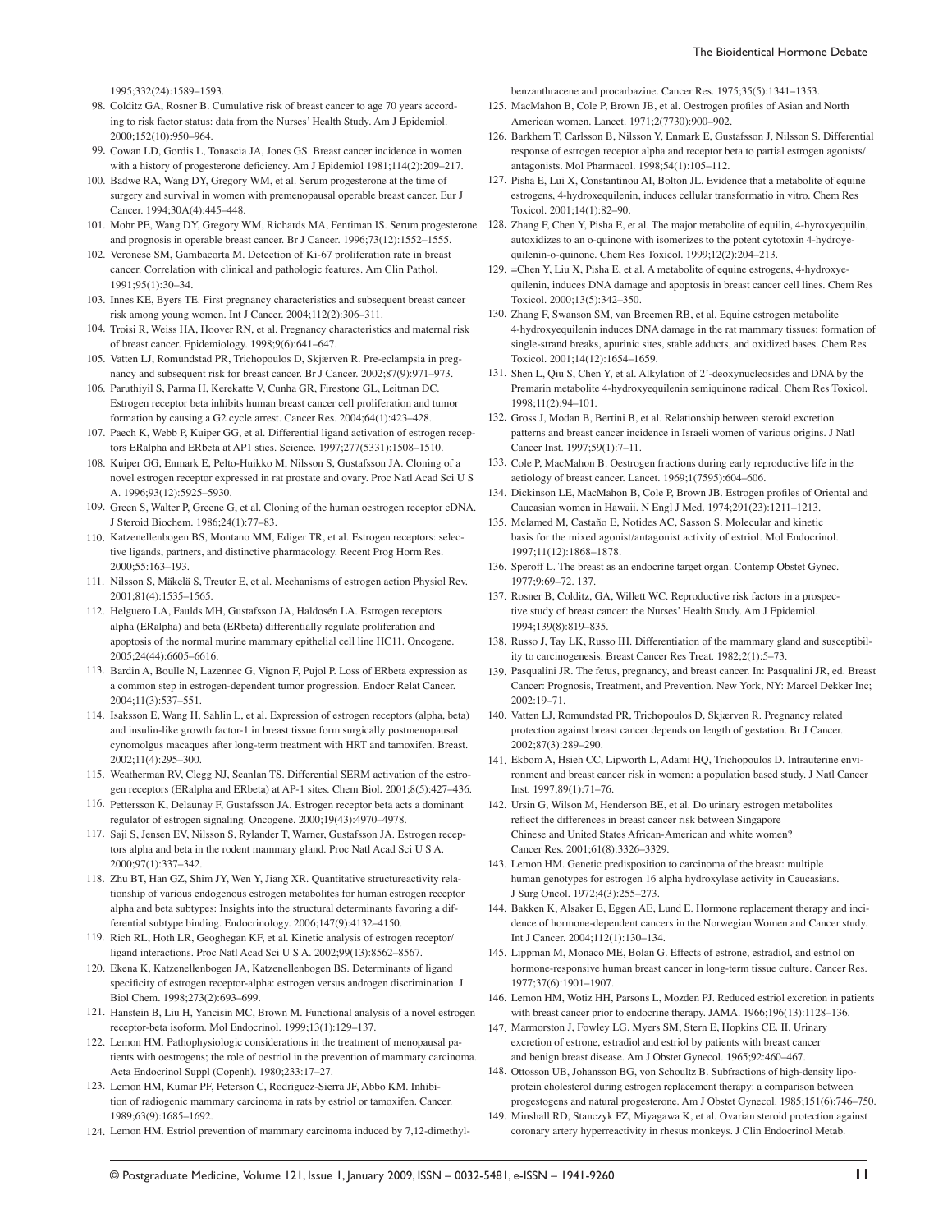1995;332(24):1589–1593.

98. Colditz GA, Rosner B. Cumulative risk of breast cancer to age 70 years according to risk factor status: data from the Nurses' Health Study. Am J Epidemiol. 2000;152(10):950–964.
99. Cowan LD, Gordis L, Tonascia JA, Jones GS. Breast cancer incidence in women with a history of progesterone deficiency. Am J Epidemiol 1981;114(2):209–217.
100. Badwe RA, Wang DY, Gregory WM, et al. Serum progesterone at the time of surgery and survival in women with premenopausal operable breast cancer. Eur J Cancer. 1994;30A(4):445–448.
101. Mohr PE, Wang DY, Gregory WM, Richards MA, Fentiman IS. Serum progesterone and prognosis in operable breast cancer. Br J Cancer. 1996;73(12):1552–1555.
102. Veronese SM, Gambacorta M. Detection of Ki-67 proliferation rate in breast cancer. Correlation with clinical and pathologic features. Am Clin Pathol. 1991;95(1):30–34.
103. Innes KE, Byers TE. First pregnancy characteristics and subsequent breast cancer risk among young women. Int J Cancer. 2004;112(2):306–311.
104. Troisi R, Weiss HA, Hoover RN, et al. Pregnancy characteristics and maternal risk of breast cancer. Epidemiology. 1998;9(6):641–647.
105. Vatten LJ, Romundstad PR, Trichopoulos D, Skjærven R. Pre-eclampsia in pregnancy and subsequent risk for breast cancer. Br J Cancer. 2002;87(9):971–973.
106. Paruthiyil S, Parma H, Kerekatte V, Cunha GR, Firestone GL, Leitman DC. Estrogen receptor beta inhibits human breast cancer cell proliferation and tumor formation by causing a G2 cycle arrest. Cancer Res. 2004;64(1):423–428.
107. Paech K, Webb P, Kuiper GG, et al. Differential ligand activation of estrogen receptors ERalpha and ERbeta at AP1 sties. Science. 1997;277(5331):1508–1510.
108. Kuiper GG, Enmark E, Pelto-Huikko M, Nilsson S, Gustafsson JA. Cloning of a novel estrogen receptor expressed in rat prostate and ovary. Proc Natl Acad Sci U S A. 1996;93(12):5925–5930.
109. Green S, Walter P, Greene G, et al. Cloning of the human oestrogen receptor cDNA. J Steroid Biochem. 1986;24(1):77–83.
110. Katzenellenbogen BS, Montano MM, Ediger TR, et al. Estrogen receptors: selective ligands, partners, and distinctive pharmacology. Recent Prog Horm Res. 2000;55:163–193.
111. Nilsson S, Mäkelä S, Treuter E, et al. Mechanisms of estrogen action Physiol Rev. 2001;81(4):1535–1565.
112. Helguero LA, Faulds MH, Gustafsson JA, Haldosén LA. Estrogen receptors alpha (ERalpha) and beta (ERbeta) differentially regulate proliferation and apoptosis of the normal murine mammary epithelial cell line HC11. Oncogene. 2005;24(44):6605–6616.
113. Bardin A, Boulle N, Lazennec G, Vignon F, Pujol P. Loss of ERbeta expression as a common step in estrogen-dependent tumor progression. Endocr Relat Cancer. 2004;11(3):537–551.
114. Isaksson E, Wang H, Sahlin L, et al. Expression of estrogen receptors (alpha, beta) and insulin-like growth factor-1 in breast tissue form surgically postmenopausal cynomolgus macaques after long-term treatment with HRT and tamoxifen. Breast. 2002;11(4):295–300.
115. Weatherman RV, Clegg NJ, Scanlan TS. Differential SERM activation of the estrogen receptors (ERalpha and ERbeta) at AP-1 sites. Chem Biol. 2001;8(5):427–436.
116. Pettersson K, Delaunay F, Gustafsson JA. Estrogen receptor beta acts a dominant regulator of estrogen signaling. Oncogene. 2000;19(43):4970–4978.
117. Saji S, Jensen EV, Nilsson S, Rylander T, Warner, Gustafsson JA. Estrogen receptors alpha and beta in the rodent mammary gland. Proc Natl Acad Sci U S A. 2000;97(1):337–342.
118. Zhu BT, Han GZ, Shim JY, Wen Y, Jiang XR. Quantitative structureactivity relationship of various endogenous estrogen metabolites for human estrogen receptor alpha and beta subtypes: Insights into the structural determinants favoring a differential subtype binding. Endocrinology. 2006;147(9):4132–4150.
119. Rich RL, Hoth LR, Geoghegan KF, et al. Kinetic analysis of estrogen receptor/ligand interactions. Proc Natl Acad Sci U S A. 2002;99(13):8562–8567.
120. Ekena K, Katzenellenbogen JA, Katzenellenbogen BS. Determinants of ligand specificity of estrogen receptor-alpha: estrogen versus androgen discrimination. J Biol Chem. 1998;273(2):693–699.
121. Hanstein B, Liu H, Yancisin MC, Brown M. Functional analysis of a novel estrogen receptor-beta isoform. Mol Endocrinol. 1999;13(1):129–137.
122. Lemon HM. Pathophysiologic considerations in the treatment of menopausal patients with oestrogens; the role of oestriol in the prevention of mammary carcinoma. Acta Endocrinol Suppl (Copenh). 1980;233:17–27.
123. Lemon HM, Kumar PF, Peterson C, Rodriguez-Sierra JF, Abbo KM. Inhibition of radiogenic mammary carcinoma in rats by estriol or tamoxifen. Cancer. 1989;63(9):1685–1692.
124. Lemon HM. Estriol prevention of mammary carcinoma induced by 7,12-dimethylbenzanthracene and procarbazine. Cancer Res. 1975;35(5):1341–1353.
125. MacMahon B, Cole P, Brown JB, et al. Oestrogen profiles of Asian and North American women. Lancet. 1971;2(7730):900–902.
126. Barkhem T, Carlsson B, Nilsson Y, Enmark E, Gustafsson J, Nilsson S. Differential response of estrogen receptor alpha and receptor beta to partial estrogen agonists/antagonists. Mol Pharmacol. 1998;54(1):105–112.
127. Pisha E, Lui X, Constantinou AI, Bolton JL. Evidence that a metabolite of equine estrogens, 4-hydroxequilenin, induces cellular transformatio in vitro. Chem Res Toxicol. 2001;14(1):82–90.
128. Zhang F, Chen Y, Pisha E, et al. The major metabolite of equilin, 4-hyroxyequilin, autoxidizes to an o-quinone with isomerizes to the potent cytotoxin 4-hydroyequilenin-o-quinone. Chem Res Toxicol. 1999;12(2):204–213.
129. =Chen Y, Liu X, Pisha E, et al. A metabolite of equine estrogens, 4-hydroxyequilenin, induces DNA damage and apoptosis in breast cancer cell lines. Chem Res Toxicol. 2000;13(5):342–350.
130. Zhang F, Swanson SM, van Breemen RB, et al. Equine estrogen metabolite 4-hydroxyequilenin induces DNA damage in the rat mammary tissues: formation of single-strand breaks, apurinic sites, stable adducts, and oxidized bases. Chem Res Toxicol. 2001;14(12):1654–1659.
131. Shen L, Qiu S, Chen Y, et al. Alkylation of 2'-deoxynucleosides and DNA by the Premarin metabolite 4-hydroxyequilenin semiquinone radical. Chem Res Toxicol. 1998;11(2):94–101.
132. Gross J, Modan B, Bertini B, et al. Relationship between steroid excretion patterns and breast cancer incidence in Israeli women of various origins. J Natl Cancer Inst. 1997;59(1):7–11.
133. Cole P, MacMahon B. Oestrogen fractions during early reproductive life in the aetiology of breast cancer. Lancet. 1969;1(7595):604–606.
134. Dickinson LE, MacMahon B, Cole P, Brown JB. Estrogen profiles of Oriental and Caucasian women in Hawaii. N Engl J Med. 1974;291(23):1211–1213.
135. Melamed M, Castaño E, Notides AC, Sasson S. Molecular and kinetic basis for the mixed agonist/antagonist activity of estriol. Mol Endocrinol. 1997;11(12):1868–1878.
136. Speroff L. The breast as an endocrine target organ. Contemp Obstet Gynec. 1977;9:69–72. 137.
137. Rosner B, Colditz, GA, Willett WC. Reproductive risk factors in a prospective study of breast cancer: the Nurses' Health Study. Am J Epidemiol. 1994;139(8):819–835.
138. Russo J, Tay LK, Russo IH. Differentiation of the mammary gland and susceptibility to carcinogenesis. Breast Cancer Res Treat. 1982;2(1):5–73.
139. Pasqualini JR. The fetus, pregnancy, and breast cancer. In: Pasqualini JR, ed. Breast Cancer: Prognosis, Treatment, and Prevention. New York, NY: Marcel Dekker Inc; 2002:19–71.
140. Vatten LJ, Romundstad PR, Trichopoulos D, Skjærven R. Pregnancy related protection against breast cancer depends on length of gestation. Br J Cancer. 2002;87(3):289–290.
141. Ekbom A, Hsieh CC, Lipworth L, Adami HQ, Trichopoulos D. Intrauterine environment and breast cancer risk in women: a population based study. J Natl Cancer Inst. 1997;89(1):71–76.
142. Ursin G, Wilson M, Henderson BE, et al. Do urinary estrogen metabolites reflect the differences in breast cancer risk between Singapore Chinese and United States African-American and white women? Cancer Res. 2001;61(8):3326–3329.
143. Lemon HM. Genetic predisposition to carcinoma of the breast: multiple human genotypes for estrogen 16 alpha hydroxylase activity in Caucasians. J Surg Oncol. 1972;4(3):255–273.
144. Bakken K, Alsaker E, Eggen AE, Lund E. Hormone replacement therapy and incidence of hormone-dependent cancers in the Norwegian Women and Cancer study. Int J Cancer. 2004;112(1):130–134.
145. Lippman M, Monaco ME, Bolan G. Effects of estrone, estradiol, and estriol on hormone-responsive human breast cancer in long-term tissue culture. Cancer Res. 1977;37(6):1901–1907.
146. Lemon HM, Wotiz HH, Parsons L, Mozden PJ. Reduced estriol excretion in patients with breast cancer prior to endocrine therapy. JAMA. 1966;196(13):1128–136.
147. Marmorston J, Fowley LG, Myers SM, Stern E, Hopkins CE. II. Urinary excretion of estrone, estradiol and estriol by patients with breast cancer and benign breast disease. Am J Obstet Gynecol. 1965;92:460–467.
148. Ottosson UB, Johansson BG, von Schoultz B. Subfractions of high-density lipoprotein cholesterol during estrogen replacement therapy: a comparison between progestogens and natural progesterone. Am J Obstet Gynecol. 1985;151(6):746–750.
149. Minshall RD, Stanczyk FZ, Miyagawa K, et al. Ovarian steroid protection against coronary artery hyperreactivity in rhesus monkeys. J Clin Endocrinol Metab.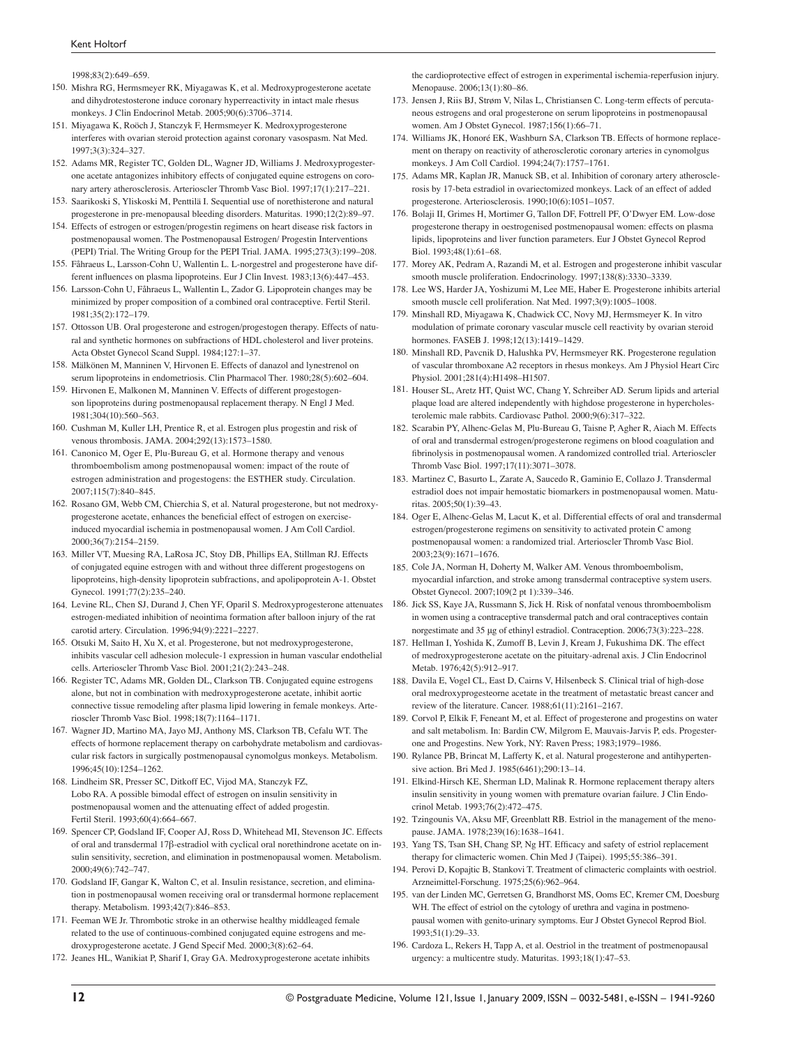1998;83(2):649–659.

150. Mishra RG, Hermsmeyer RK, Miyagawas K, et al. Medroxyprogesterone acetate and dihydrotestosterone induce coronary hyperreactivity in intact male rhesus monkeys. J Clin Endocrinol Metab. 2005;90(6):3706–3714.
151. Miyagawa K, Roöch J, Stanczyk F, Hermsmeyer K. Medroxyprogesterone interferes with ovarian steroid protection against coronary vasospasm. Nat Med. 1997;3(3):324–327.
152. Adams MR, Register TC, Golden DL, Wagner JD, Williams J. Medroxyprogesterone acetate antagonizes inhibitory effects of conjugated equine estrogens on coronary artery atherosclerosis. Arterioscler Thromb Vasc Biol. 1997;17(1):217–221.
153. Saarikoski S, Yliskoski M, Penttilä I. Sequential use of norethisterone and natural progesterone in pre-menopausal bleeding disorders. Maturitas. 1990;12(2):89–97.
154. Effects of estrogen or estrogen/progestin regimens on heart disease risk factors in postmenopausal women. The Postmenopausal Estrogen/ Progestin Interventions (PEPI) Trial. The Writing Group for the PEPI Trial. JAMA. 1995;273(3):199–208.
155. Fåhraeus L, Larsson-Cohn U, Wallentin L. L-norgestrel and progesterone have different influences on plasma lipoproteins. Eur J Clin Invest. 1983;13(6):447–453.
156. Larsson-Cohn U, Fåhraeus L, Wallentin L, Zador G. Lipoprotein changes may be minimized by proper composition of a combined oral contraceptive. Fertil Steril. 1981;35(2):172–179.
157. Ottosson UB. Oral progesterone and estrogen/progestogen therapy. Effects of natural and synthetic hormones on subfractions of HDL cholesterol and liver proteins. Acta Obstet Gynecol Scand Suppl. 1984;127:1–37.
158. Mälkönen M, Manninen V, Hirvonen E. Effects of danazol and lynestrenol on serum lipoproteins in endometriosis. Clin Pharmacol Ther. 1980;28(5):602–604.
159. Hirvonen E, Malkonen M, Manninen V. Effects of different progestogenson lipoproteins during postmenopausal replacement therapy. N Engl J Med. 1981;304(10):560–563.
160. Cushman M, Kuller LH, Prentice R, et al. Estrogen plus progestin and risk of venous thrombosis. JAMA. 2004;292(13):1573–1580.
161. Canonico M, Oger E, Plu-Bureau G, et al. Hormone therapy and venous thromboembolism among postmenopausal women: impact of the route of estrogen administration and progestogens: the ESTHER study. Circulation. 2007;115(7):840–845.
162. Rosano GM, Webb CM, Chierchia S, et al. Natural progesterone, but not medroxyprogesterone acetate, enhances the beneficial effect of estrogen on exercise-induced myocardial ischemia in postmenopausal women. J Am Coll Cardiol. 2000;36(7):2154–2159.
163. Miller VT, Muesing RA, LaRosa JC, Stoy DB, Phillips EA, Stillman RJ. Effects of conjugated equine estrogen with and without three different progestogens on lipoproteins, high-density lipoprotein subfractions, and apolipoprotein A-1. Obstet Gynecol. 1991;77(2):235–240.
164. Levine RL, Chen SJ, Durand J, Chen YF, Oparil S. Medroxyprogesterone attenuates estrogen-mediated inhibition of neointima formation after balloon injury of the rat carotid artery. Circulation. 1996;94(9):2221–2227.
165. Otsuki M, Saito H, Xu X, et al. Progesterone, but not medroxyprogesterone, inhibits vascular cell adhesion molecule-1 expression in human vascular endothelial cells. Arterioscler Thromb Vasc Biol. 2001;21(2):243–248.
166. Register TC, Adams MR, Golden DL, Clarkson TB. Conjugated equine estrogens alone, but not in combination with medroxyprogesterone acetate, inhibit aortic connective tissue remodeling after plasma lipid lowering in female monkeys. Arterioscler Thromb Vasc Biol. 1998;18(7):1164–1171.
167. Wagner JD, Martino MA, Jayo MJ, Anthony MS, Clarkson TB, Cefalu WT. The effects of hormone replacement therapy on carbohydrate metabolism and cardiovascular risk factors in surgically postmenopausal cynomolgus monkeys. Metabolism. 1996;45(10):1254–1262.
168. Lindheim SR, Presser SC, Ditkoff EC, Vijod MA, Stanczyk FZ, Lobo RA. A possible bimodal effect of estrogen on insulin sensitivity in postmenopausal women and the attenuating effect of added progestin. Fertil Steril. 1993;60(4):664–667.
169. Spencer CP, Godsland IF, Cooper AJ, Ross D, Whitehead MI, Stevenson JC. Effects of oral and transdermal 17β-estradiol with cyclical oral norethindrone acetate on insulin sensitivity, secretion, and elimination in postmenopausal women. Metabolism. 2000;49(6):742–747.
170. Godsland IF, Gangar K, Walton C, et al. Insulin resistance, secretion, and elimination in postmenopausal women receiving oral or transdermal hormone replacement therapy. Metabolism. 1993;42(7):846–853.
171. Feeman WE Jr. Thrombotic stroke in an otherwise healthy middleaged female related to the use of continuous-combined conjugated equine estrogens and medroxyprogesterone acetate. J Gend Specif Med. 2000;3(8):62–64.
172. Jeanes HL, Wanikiat P, Sharif I, Gray GA. Medroxyprogesterone acetate inhibits the cardioprotective effect of estrogen in experimental ischemia-reperfusion injury. Menopause. 2006;13(1):80–86.
173. Jensen J, Riis BJ, Strøm V, Nilas L, Christiansen C. Long-term effects of percutaneous estrogens and oral progesterone on serum lipoproteins in postmenopausal women. Am J Obstet Gynecol. 1987;156(1):66–71.
174. Williams JK, Honoré EK, Washburn SA, Clarkson TB. Effects of hormone replacement on therapy on reactivity of atherosclerotic coronary arteries in cynomolgus monkeys. J Am Coll Cardiol. 1994;24(7):1757–1761.
175. Adams MR, Kaplan JR, Manuck SB, et al. Inhibition of coronary artery atherosclerosis by 17-beta estradiol in ovariectomized monkeys. Lack of an effect of added progesterone. Arteriosclerosis. 1990;10(6):1051–1057.
176. Bolaji II, Grimes H, Mortimer G, Tallon DF, Fottrell PF, O'Dwyer EM. Low-dose progesterone therapy in oestrogenised postmenopausal women: effects on plasma lipids, lipoproteins and liver function parameters. Eur J Obstet Gynecol Reprod Biol. 1993;48(1):61–68.
177. Morey AK, Pedram A, Razandi M, et al. Estrogen and progesterone inhibit vascular smooth muscle proliferation. Endocrinology. 1997;138(8):3330–3339.
178. Lee WS, Harder JA, Yoshizumi M, Lee ME, Haber E. Progesterone inhibits arterial smooth muscle cell proliferation. Nat Med. 1997;3(9):1005–1008.
179. Minshall RD, Miyagawa K, Chadwick CC, Novy MJ, Hermsmeyer K. In vitro modulation of primate coronary vascular muscle cell reactivity by ovarian steroid hormones. FASEB J. 1998;12(13):1419–1429.
180. Minshall RD, Pavcnik D, Halushka PV, Hermsmeyer RK. Progesterone regulation of vascular thromboxane A2 receptors in rhesus monkeys. Am J Physiol Heart Circ Physiol. 2001;281(4):H1498–H1507.
181. Houser SL, Aretz HT, Quist WC, Chang Y, Schreiber AD. Serum lipids and arterial plaque load are altered independently with highdose progesterone in hypercholesterolemic male rabbits. Cardiovasc Pathol. 2000;9(6):317–322.
182. Scarabin PY, Alhenc-Gelas M, Plu-Bureau G, Taisne P, Agher R, Aiach M. Effects of oral and transdermal estrogen/progesterone regimens on blood coagulation and fibrinolysis in postmenopausal women. A randomized controlled trial. Arterioscler Thromb Vasc Biol. 1997;17(11):3071–3078.
183. Martinez C, Basurto L, Zarate A, Saucedo R, Gaminio E, Collazo J. Transdermal estradiol does not impair hemostatic biomarkers in postmenopausal women. Maturitas. 2005;50(1):39–43.
184. Oger E, Alhenc-Gelas M, Lacut K, et al. Differential effects of oral and transdermal estrogen/progesterone regimens on sensitivity to activated protein C among postmenopausal women: a randomized trial. Arterioscler Thromb Vasc Biol. 2003;23(9):1671–1676.
185. Cole JA, Norman H, Doherty M, Walker AM. Venous thromboembolism, myocardial infarction, and stroke among transdermal contraceptive system users. Obstet Gynecol. 2007;109(2 pt 1):339–346.
186. Jick SS, Kaye JA, Russmann S, Jick H. Risk of nonfatal venous thromboembolism in women using a contraceptive transdermal patch and oral contraceptives contain norgestimate and 35 μg of ethinyl estradiol. Contraception. 2006;73(3):223–228.
187. Hellman I, Yoshida K, Zumoff B, Levin J, Kream J, Fukushima DK. The effect of medroxyprogesterone acetate on the pituitary-adrenal axis. J Clin Endocrinol Metab. 1976;42(5):912–917.
188. Davila E, Vogel CL, East D, Cairns V, Hilsenbeck S. Clinical trial of high-dose oral medroxyprogesteorne acetate in the treatment of metastatic breast cancer and review of the literature. Cancer. 1988;61(11):2161–2167.
189. Corvol P, Elkik F, Feneant M, et al. Effect of progesterone and progestins on water and salt metabolism. In: Bardin CW, Milgrom E, Mauvais-Jarvis P, eds. Progesterone and Progestins. New York, NY: Raven Press; 1983;1979–1986.
190. Rylance PB, Brincat M, Lafferty K, et al. Natural progesterone and antihypertensive action. Bri Med J. 1985(6461);290:13–14.
191. Elkind-Hirsch KE, Sherman LD, Malinak R. Hormone replacement therapy alters insulin sensitivity in young women with premature ovarian failure. J Clin Endocrinol Metab. 1993;76(2):472–475.
192. Tzingounis VA, Aksu MF, Greenblatt RB. Estriol in the management of the menopause. JAMA. 1978;239(16):1638–1641.
193. Yang TS, Tsan SH, Chang SP, Ng HT. Efficacy and safety of estriol replacement therapy for climacteric women. Chin Med J (Taipei). 1995;55:386–391.
194. Perovi D, Kopajtic B, Stankovi T. Treatment of climacteric complaints with oestriol. Arzneimittel-Forschung. 1975;25(6):962–964.
195. van der Linden MC, Gerretsen G, Brandhorst MS, Ooms EC, Kremer CM, Doesburg WH. The effect of estriol on the cytology of urethra and vagina in postmenopausal women with genito-urinary symptoms. Eur J Obstet Gynecol Reprod Biol. 1993;51(1):29–33.
196. Cardoza L, Rekers H, Tapp A, et al. Oestriol in the treatment of postmenopausal urgency: a multicentre study. Maturitas. 1993;18(1):47–53.